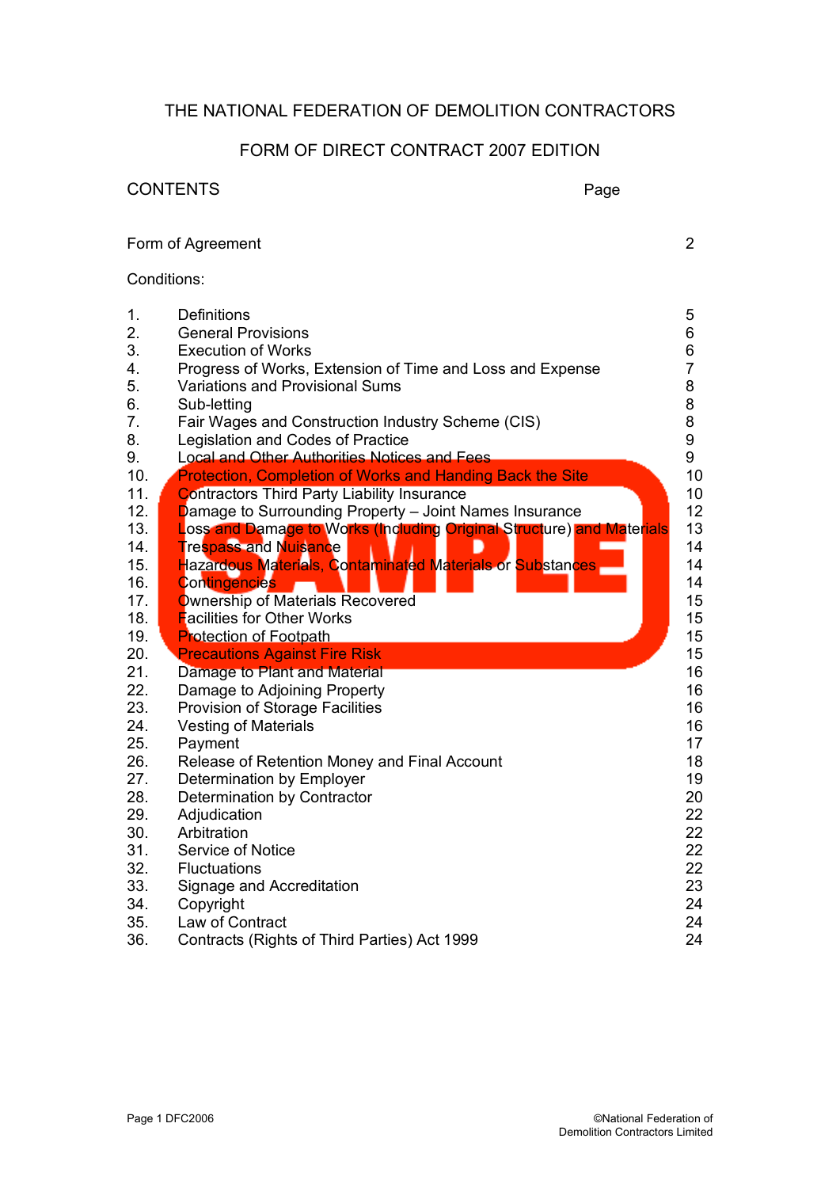# THE NATIONAL FEDERATION OF DEMOLITION CONTRACTORS

## FORM OF DIRECT CONTRACT 2007 EDITION

| CONTENTS | | Page |
|---|---|---|
| Form of Agreement | | 2 |
| Conditions: | | |
| 1. | Definitions | 5 |
| 2. | General Provisions | 6 |
| 3. | Execution of Works | 6 |
| 4. | Progress of Works, Extension of Time and Loss and Expense | 7 |
| 5. | Variations and Provisional Sums | 8 |
| 6. | Sub-letting | 8 |
| 7. | Fair Wages and Construction Industry Scheme (CIS) | 8 |
| 8. | Legislation and Codes of Practice | 9 |
| 9. | Local and Other Authorities Notices and Fees | 9 |
| 10. | Protection, Completion of Works and Handing Back the Site | 10 |
| 11. | Contractors Third Party Liability Insurance | 10 |
| 12. | Damage to Surrounding Property – Joint Names Insurance | 12 |
| 13. | Loss and Damage to Works (Including Original Structure) and Materials | 13 |
| 14. | Trespass and Nuisance | 14 |
| 15. | Hazardous Materials, Contaminated Materials or Substances | 14 |
| 16. | Contingencies | 14 |
| 17. | Ownership of Materials Recovered | 15 |
| 18. | Facilities for Other Works | 15 |
| 19. | Protection of Footpath | 15 |
| 20. | Precautions Against Fire Risk | 15 |
| 21. | Damage to Plant and Material | 16 |
| 22. | Damage to Adjoining Property | 16 |
| 23. | Provision of Storage Facilities | 16 |
| 24. | Vesting of Materials | 16 |
| 25. | Payment | 17 |
| 26. | Release of Retention Money and Final Account | 18 |
| 27. | Determination by Employer | 19 |
| 28. | Determination by Contractor | 20 |
| 29. | Adjudication | 22 |
| 30. | Arbitration | 22 |
| 31. | Service of Notice | 22 |
| 32. | Fluctuations | 22 |
| 33. | Signage and Accreditation | 23 |
| 34. | Copyright | 24 |
| 35. | Law of Contract | 24 |
| 36. | Contracts (Rights of Third Parties) Act 1999 | 24 |

SAMPLE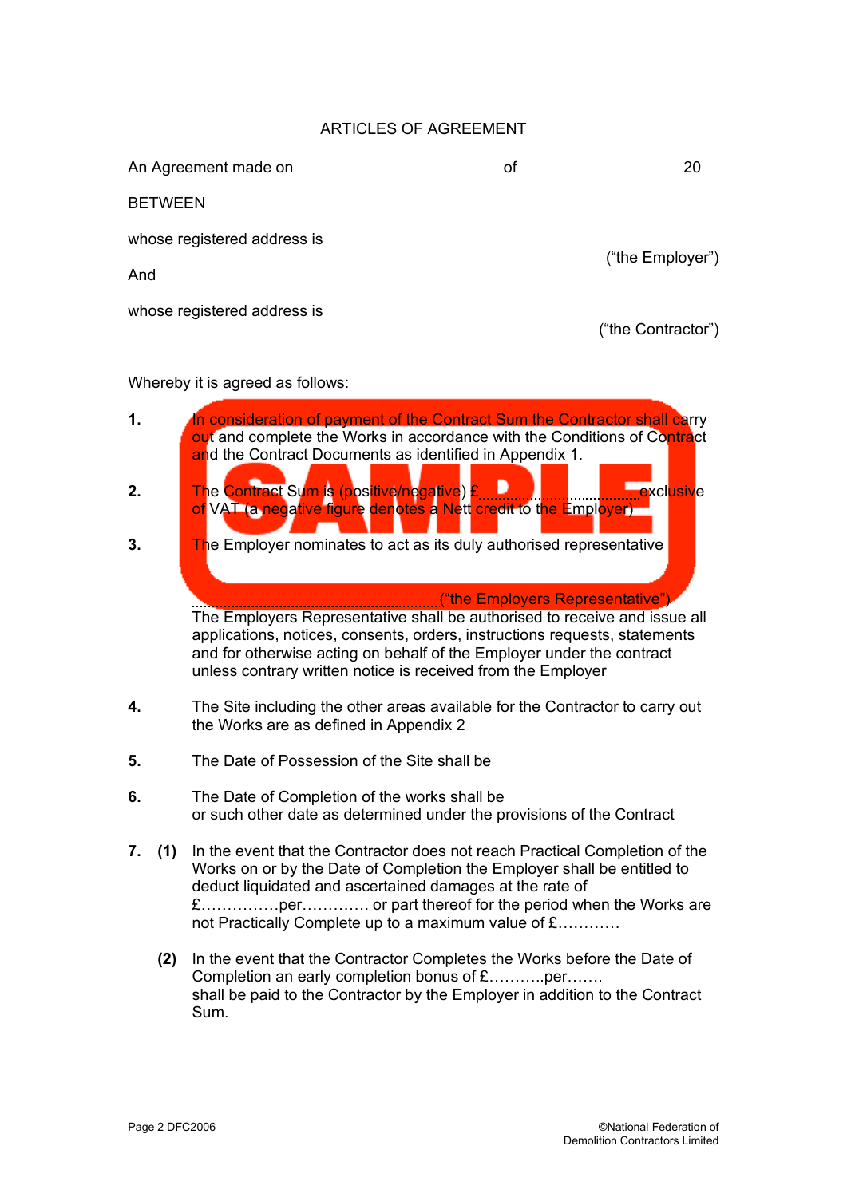# ARTICLES OF AGREEMENT

An Agreement made on of 20

BETWEEN

whose registered address is

("the Employer")

And

whose registered address is

("the Contractor")

Whereby it is agreed as follows:

**1.** In consideration of payment of the Contract Sum the Contractor shall carry out and complete the Works in accordance with the Conditions of Contract and the Contract Documents as identified in Appendix 1.

**2.** The Contract Sum is (positive/negative) £.............................. exclusive of VAT (a negative figure denotes a Nett credit to the Employer)

**3.** The Employer nominates to act as its duly authorised representative

....................................................................("the Employers Representative")
The Employers Representative shall be authorised to receive and issue all applications, notices, consents, orders, instructions requests, statements and for otherwise acting on behalf of the Employer under the contract unless contrary written notice is received from the Employer

**4.** The Site including the other areas available for the Contractor to carry out the Works are as defined in Appendix 2

**5.** The Date of Possession of the Site shall be

**6.** The Date of Completion of the works shall be
or such other date as determined under the provisions of the Contract

**7. (1)** In the event that the Contractor does not reach Practical Completion of the Works on or by the Date of Completion the Employer shall be entitled to deduct liquidated and ascertained damages at the rate of £……………per…………. or part thereof for the period when the Works are not Practically Complete up to a maximum value of £…………

**(2)** In the event that the Contractor Completes the Works before the Date of Completion an early completion bonus of £………..per…….
shall be paid to the Contractor by the Employer in addition to the Contract Sum.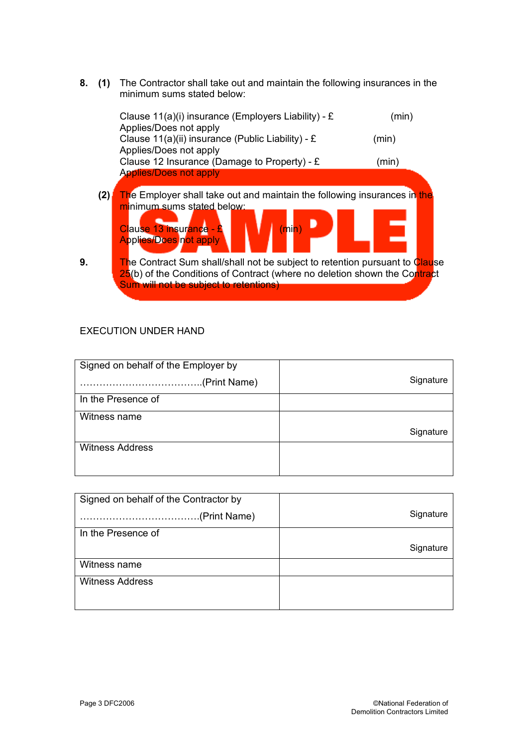**8.** **(1)** The Contractor shall take out and maintain the following insurances in the minimum sums stated below:

Clause 11(a)(i) insurance (Employers Liability) - £ (min)
Applies/Does not apply
Clause 11(a)(ii) insurance (Public Liability) - £ (min)
Applies/Does not apply
Clause 12 Insurance (Damage to Property) - £ (min)
Applies/Does not apply

**(2)** The Employer shall take out and maintain the following insurances in the minimum sums stated below:

Clause 13 insurance - £ (min)
Applies/Does not apply

**9.** The Contract Sum shall/shall not be subject to retention pursuant to Clause 25(b) of the Conditions of Contract (where no deletion shown the Contract Sum will not be subject to retentions)

EXECUTION UNDER HAND

| Signed on behalf of the Employer by<br>……………………………….(Print Name) | Signature |
|---|---|
| In the Presence of | |
| Witness name | Signature |
| Witness Address | |

| Signed on behalf of the Contractor by<br>……………………………….(Print Name) | Signature |
|---|---|
| In the Presence of | Signature |
| Witness name | |
| Witness Address | |

©National Federation of Demolition Contractors Limited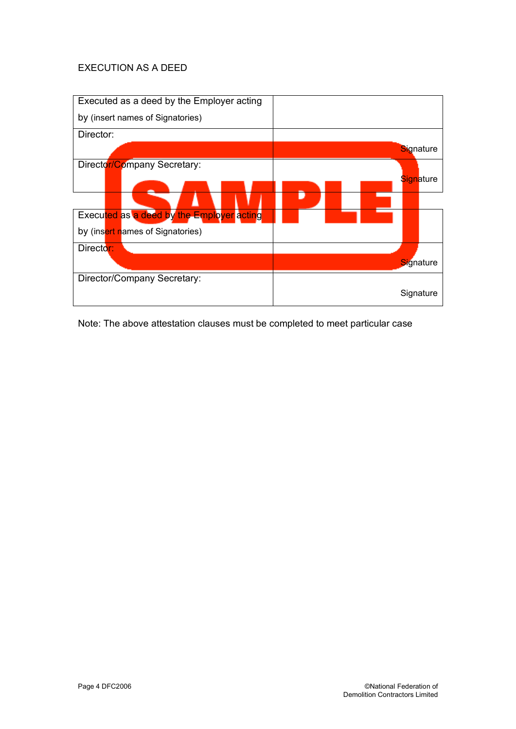EXECUTION AS A DEED

| Executed as a deed by the Employer acting by (insert names of Signatories) | |
|---|---|
| Director: | Signature |
| Director/Company Secretary: | Signature |

| Executed as a deed by the Employer acting by (insert names of Signatories) | |
|---|---|
| Director: | Signature |
| Director/Company Secretary: | Signature |

Note: The above attestation clauses must be completed to meet particular case

Page 4 DFC2006

©National Federation of Demolition Contractors Limited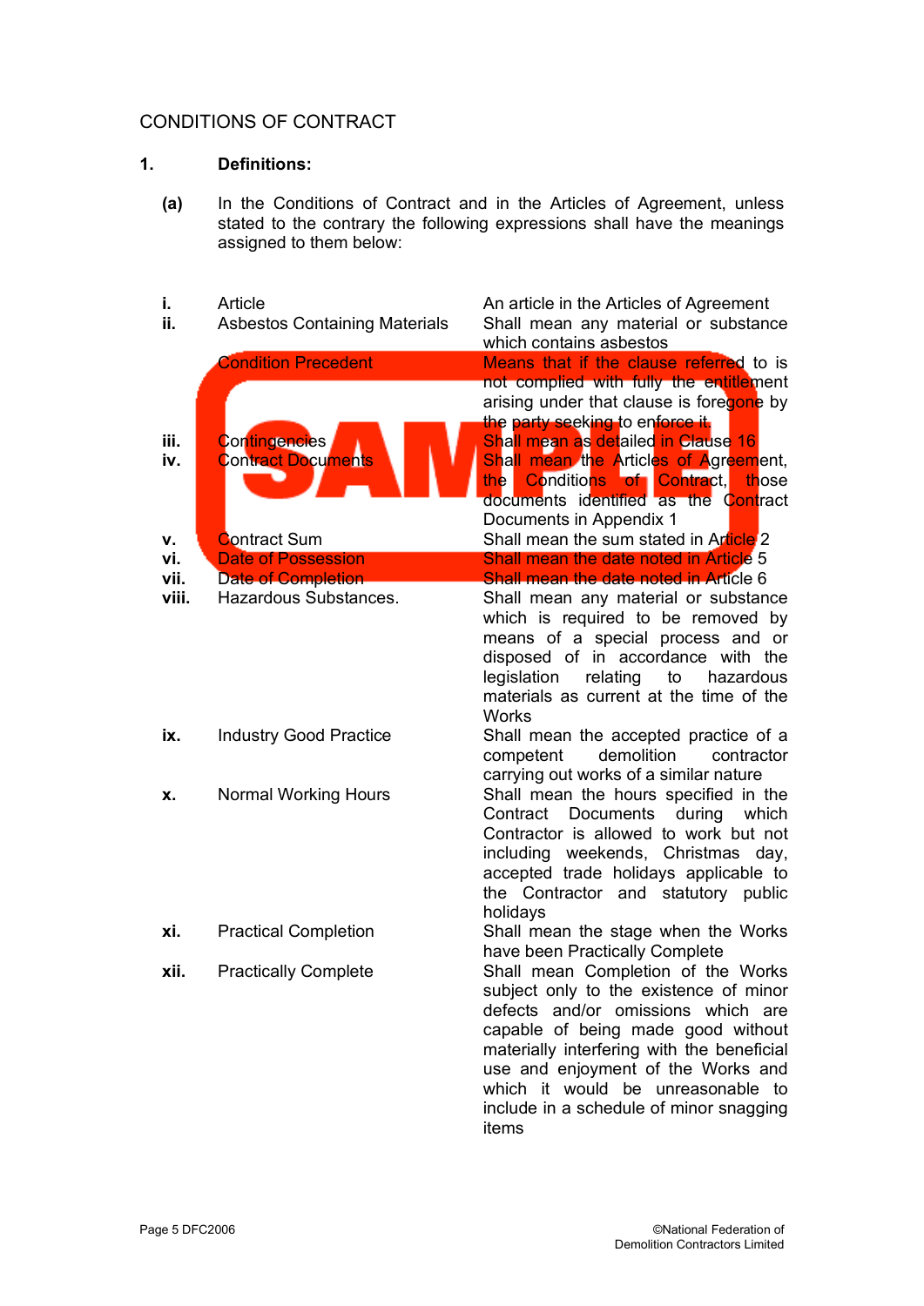CONDITIONS OF CONTRACT

**1. Definitions:**

**(a)** In the Conditions of Contract and in the Articles of Agreement, unless stated to the contrary the following expressions shall have the meanings assigned to them below:

| | | |
|---|---|---|
| i. | Article | An article in the Articles of Agreement |
| ii. | Asbestos Containing Materials | Shall mean any material or substance which contains asbestos |
| | Condition Precedent | Means that if the clause referred to is not complied with fully the entitlement arising under that clause is foregone by the party seeking to enforce it. |
| iii. | Contingencies | Shall mean as detailed in Clause 16 |
| iv. | Contract Documents | Shall mean the Articles of Agreement, the Conditions of Contract, those documents identified as the Contract Documents in Appendix 1 |
| v. | Contract Sum | Shall mean the sum stated in Article 2 |
| vi. | Date of Possession | Shall mean the date noted in Article 5 |
| vii. | Date of Completion | Shall mean the date noted in Article 6 |
| viii. | Hazardous Substances. | Shall mean any material or substance which is required to be removed by means of a special process and or disposed of in accordance with the legislation relating to hazardous materials as current at the time of the Works |
| ix. | Industry Good Practice | Shall mean the accepted practice of a competent demolition contractor carrying out works of a similar nature |
| x. | Normal Working Hours | Shall mean the hours specified in the Contract Documents during which Contractor is allowed to work but not including weekends, Christmas day, accepted trade holidays applicable to the Contractor and statutory public holidays |
| xi. | Practical Completion | Shall mean the stage when the Works have been Practically Complete |
| xii. | Practically Complete | Shall mean Completion of the Works subject only to the existence of minor defects and/or omissions which are capable of being made good without materially interfering with the beneficial use and enjoyment of the Works and which it would be unreasonable to include in a schedule of minor snagging items |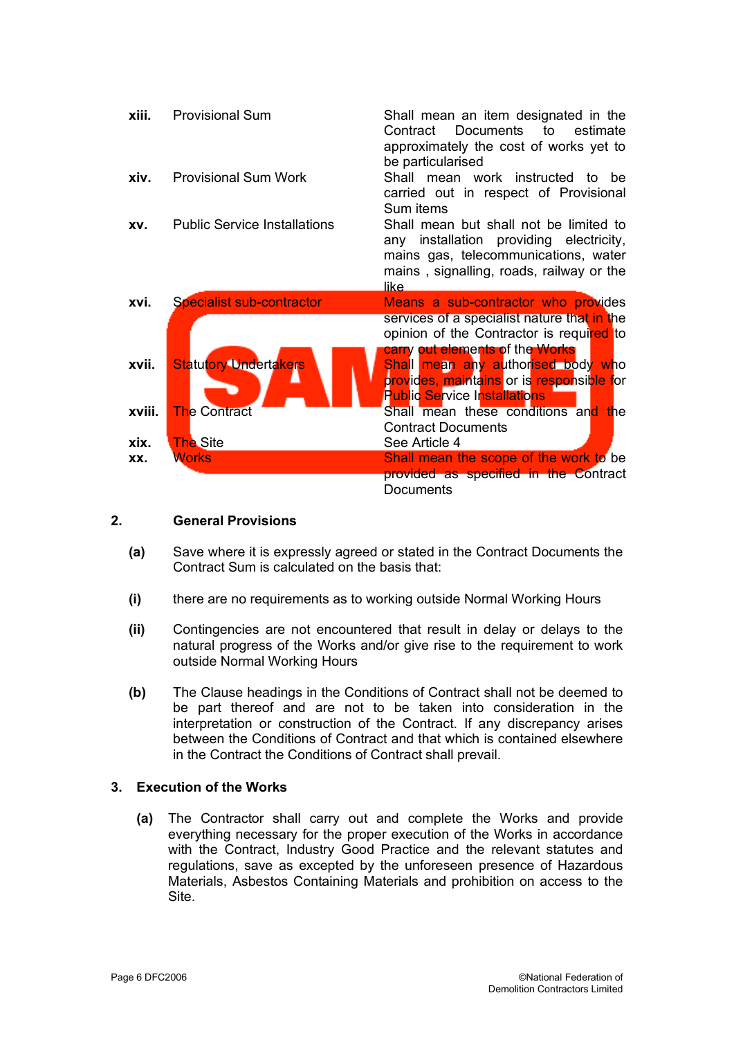| | | |
|---|---|---|
| **xiii.** | Provisional Sum | Shall mean an item designated in the Contract Documents to estimate approximately the cost of works yet to be particularised |
| **xiv.** | Provisional Sum Work | Shall mean work instructed to be carried out in respect of Provisional Sum items |
| **xv.** | Public Service Installations | Shall mean but shall not be limited to any installation providing electricity, mains gas, telecommunications, water mains , signalling, roads, railway or the like |
| **xvi.** | Specialist sub-contractor | Means a sub-contractor who provides services of a specialist nature that in the opinion of the Contractor is required to carry out elements of the Works |
| **xvii.** | Statutory Undertakers | Shall mean any authorised body who provides, maintains or is responsible for Public Service Installations |
| **xviii.** | The Contract | Shall mean these conditions and the Contract Documents |
| **xix.** | The Site | See Article 4 |
| **xx.** | Works | Shall mean the scope of the work to be provided as specified in the Contract Documents |

## 2. General Provisions

**(a)** Save where it is expressly agreed or stated in the Contract Documents the Contract Sum is calculated on the basis that:

**(i)** there are no requirements as to working outside Normal Working Hours

**(ii)** Contingencies are not encountered that result in delay or delays to the natural progress of the Works and/or give rise to the requirement to work outside Normal Working Hours

**(b)** The Clause headings in the Conditions of Contract shall not be deemed to be part thereof and are not to be taken into consideration in the interpretation or construction of the Contract. If any discrepancy arises between the Conditions of Contract and that which is contained elsewhere in the Contract the Conditions of Contract shall prevail.

## 3. Execution of the Works

**(a)** The Contractor shall carry out and complete the Works and provide everything necessary for the proper execution of the Works in accordance with the Contract, Industry Good Practice and the relevant statutes and regulations, save as excepted by the unforeseen presence of Hazardous Materials, Asbestos Containing Materials and prohibition on access to the Site.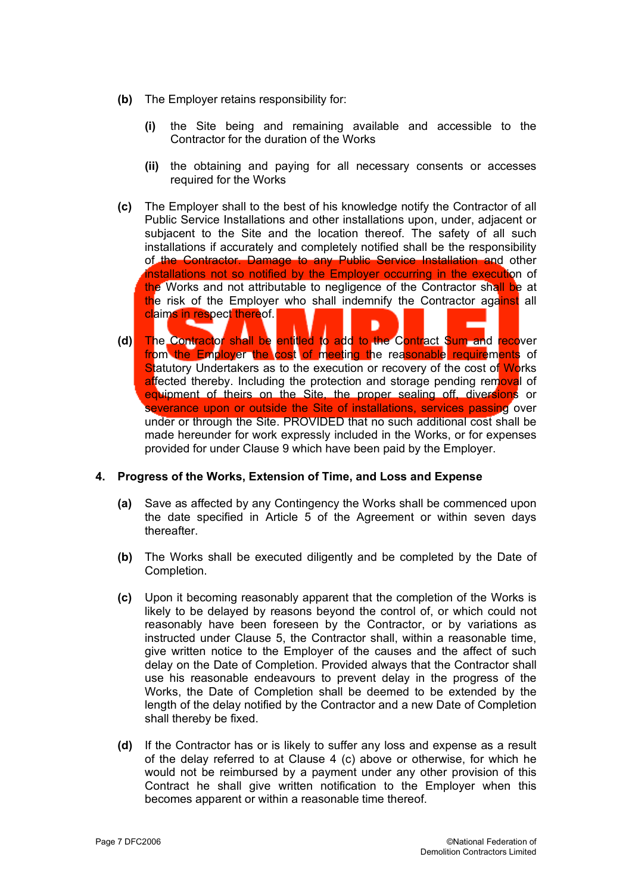**(b)** The Employer retains responsibility for:

**(i)** the Site being and remaining available and accessible to the Contractor for the duration of the Works

**(ii)** the obtaining and paying for all necessary consents or accesses required for the Works

**(c)** The Employer shall to the best of his knowledge notify the Contractor of all Public Service Installations and other installations upon, under, adjacent or subjacent to the Site and the location thereof. The safety of all such installations if accurately and completely notified shall be the responsibility of the Contractor. Damage to any Public Service Installation and other installations not so notified by the Employer occurring in the execution of the Works and not attributable to negligence of the Contractor shall be at the risk of the Employer who shall indemnify the Contractor against all claims in respect thereof.

**(d)** The Contractor shall be entitled to add to the Contract Sum and recover from the Employer the cost of meeting the reasonable requirements of Statutory Undertakers as to the execution or recovery of the cost of Works affected thereby. Including the protection and storage pending removal of equipment of theirs on the Site, the proper sealing off, diversions or severance upon or outside the Site of installations, services passing over under or through the Site. PROVIDED that no such additional cost shall be made hereunder for work expressly included in the Works, or for expenses provided for under Clause 9 which have been paid by the Employer.

## 4. Progress of the Works, Extension of Time, and Loss and Expense

**(a)** Save as affected by any Contingency the Works shall be commenced upon the date specified in Article 5 of the Agreement or within seven days thereafter.

**(b)** The Works shall be executed diligently and be completed by the Date of Completion.

**(c)** Upon it becoming reasonably apparent that the completion of the Works is likely to be delayed by reasons beyond the control of, or which could not reasonably have been foreseen by the Contractor, or by variations as instructed under Clause 5, the Contractor shall, within a reasonable time, give written notice to the Employer of the causes and the affect of such delay on the Date of Completion. Provided always that the Contractor shall use his reasonable endeavours to prevent delay in the progress of the Works, the Date of Completion shall be deemed to be extended by the length of the delay notified by the Contractor and a new Date of Completion shall thereby be fixed.

**(d)** If the Contractor has or is likely to suffer any loss and expense as a result of the delay referred to at Clause 4 (c) above or otherwise, for which he would not be reimbursed by a payment under any other provision of this Contract he shall give written notification to the Employer when this becomes apparent or within a reasonable time thereof.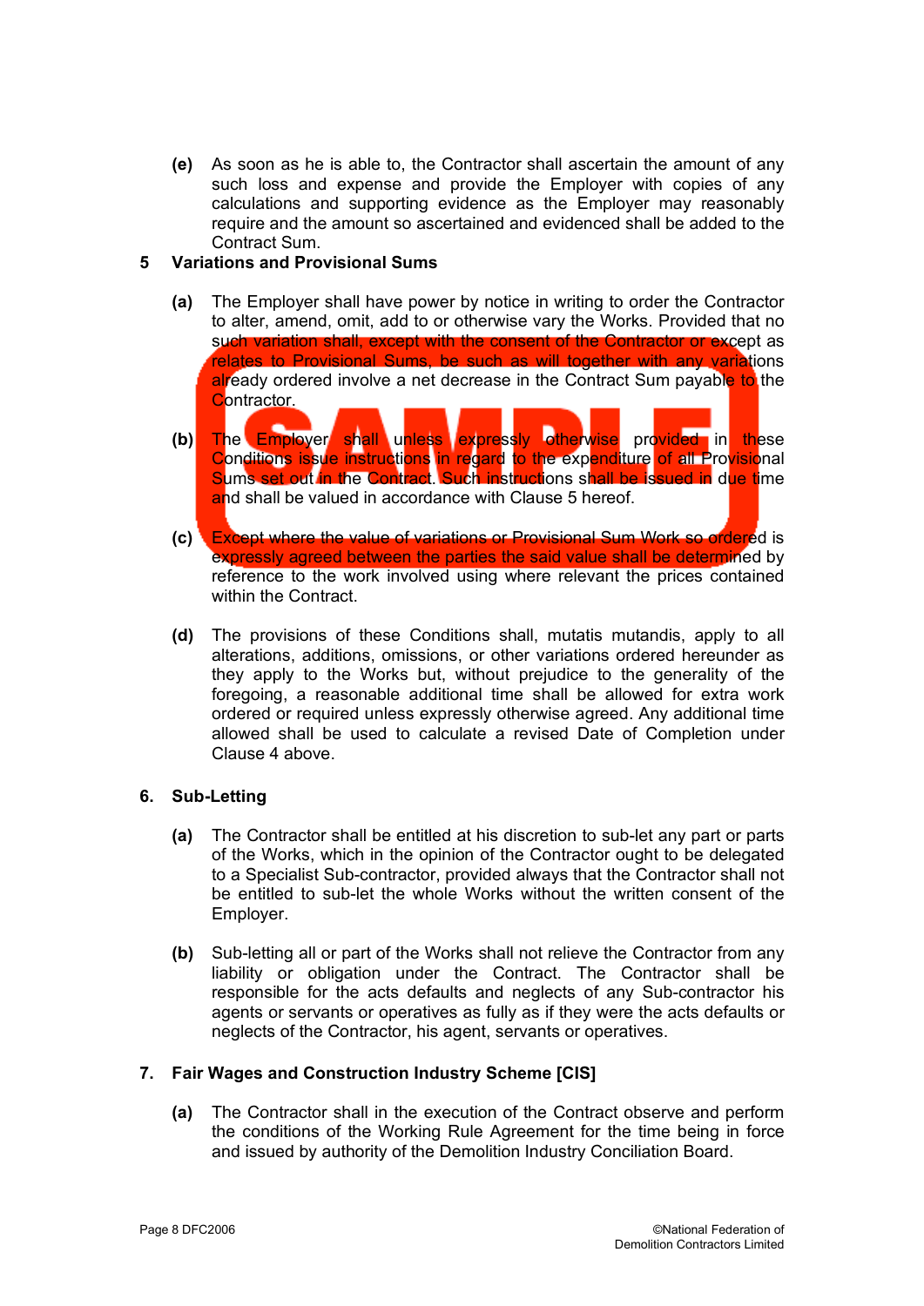**(e)** As soon as he is able to, the Contractor shall ascertain the amount of any such loss and expense and provide the Employer with copies of any calculations and supporting evidence as the Employer may reasonably require and the amount so ascertained and evidenced shall be added to the Contract Sum.

## 5 Variations and Provisional Sums

**(a)** The Employer shall have power by notice in writing to order the Contractor to alter, amend, omit, add to or otherwise vary the Works. Provided that no such variation shall, except with the consent of the Contractor or except as relates to Provisional Sums, be such as will together with any variations already ordered involve a net decrease in the Contract Sum payable to the Contractor.

**(b)** The Employer shall unless expressly otherwise provided in these Conditions issue instructions in regard to the expenditure of all Provisional Sums set out in the Contract. Such instructions shall be issued in due time and shall be valued in accordance with Clause 5 hereof.

**(c)** Except where the value of variations or Provisional Sum Work so ordered is expressly agreed between the parties the said value shall be determined by reference to the work involved using where relevant the prices contained within the Contract.

**(d)** The provisions of these Conditions shall, mutatis mutandis, apply to all alterations, additions, omissions, or other variations ordered hereunder as they apply to the Works but, without prejudice to the generality of the foregoing, a reasonable additional time shall be allowed for extra work ordered or required unless expressly otherwise agreed. Any additional time allowed shall be used to calculate a revised Date of Completion under Clause 4 above.

## 6. Sub-Letting

**(a)** The Contractor shall be entitled at his discretion to sub-let any part or parts of the Works, which in the opinion of the Contractor ought to be delegated to a Specialist Sub-contractor, provided always that the Contractor shall not be entitled to sub-let the whole Works without the written consent of the Employer.

**(b)** Sub-letting all or part of the Works shall not relieve the Contractor from any liability or obligation under the Contract. The Contractor shall be responsible for the acts defaults and neglects of any Sub-contractor his agents or servants or operatives as fully as if they were the acts defaults or neglects of the Contractor, his agent, servants or operatives.

## 7. Fair Wages and Construction Industry Scheme [CIS]

**(a)** The Contractor shall in the execution of the Contract observe and perform the conditions of the Working Rule Agreement for the time being in force and issued by authority of the Demolition Industry Conciliation Board.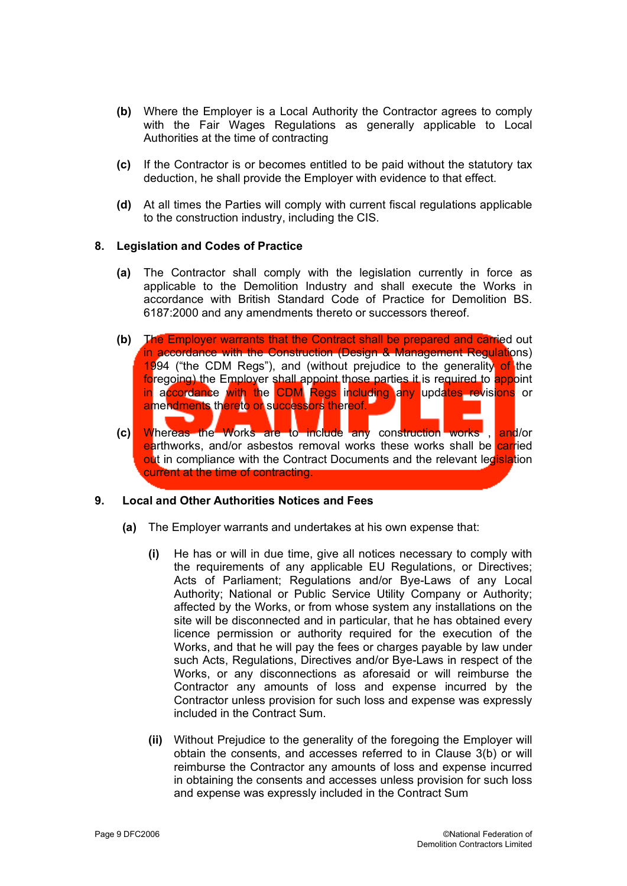**(b)** Where the Employer is a Local Authority the Contractor agrees to comply with the Fair Wages Regulations as generally applicable to Local Authorities at the time of contracting

**(c)** If the Contractor is or becomes entitled to be paid without the statutory tax deduction, he shall provide the Employer with evidence to that effect.

**(d)** At all times the Parties will comply with current fiscal regulations applicable to the construction industry, including the CIS.

## 8. Legislation and Codes of Practice

**(a)** The Contractor shall comply with the legislation currently in force as applicable to the Demolition Industry and shall execute the Works in accordance with British Standard Code of Practice for Demolition BS. 6187:2000 and any amendments thereto or successors thereof.

**(b)** The Employer warrants that the Contract shall be prepared and carried out in accordance with the Construction (Design & Management Regulations) 1994 ("the CDM Regs"), and (without prejudice to the generality of the foregoing) the Employer shall appoint those parties it is required to appoint in accordance with the CDM Regs including any updates revisions or amendments thereto or successors thereof.

**(c)** Whereas the Works are to include any construction works , and/or earthworks, and/or asbestos removal works these works shall be carried out in compliance with the Contract Documents and the relevant legislation current at the time of contracting.

## 9. Local and Other Authorities Notices and Fees

**(a)** The Employer warrants and undertakes at his own expense that:

**(i)** He has or will in due time, give all notices necessary to comply with the requirements of any applicable EU Regulations, or Directives; Acts of Parliament; Regulations and/or Bye-Laws of any Local Authority; National or Public Service Utility Company or Authority; affected by the Works, or from whose system any installations on the site will be disconnected and in particular, that he has obtained every licence permission or authority required for the execution of the Works, and that he will pay the fees or charges payable by law under such Acts, Regulations, Directives and/or Bye-Laws in respect of the Works, or any disconnections as aforesaid or will reimburse the Contractor any amounts of loss and expense incurred by the Contractor unless provision for such loss and expense was expressly included in the Contract Sum.

**(ii)** Without Prejudice to the generality of the foregoing the Employer will obtain the consents, and accesses referred to in Clause 3(b) or will reimburse the Contractor any amounts of loss and expense incurred in obtaining the consents and accesses unless provision for such loss and expense was expressly included in the Contract Sum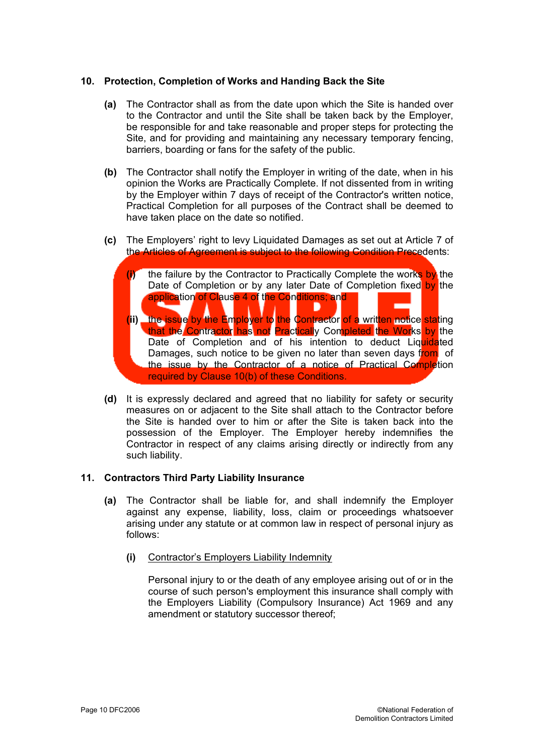## 10. Protection, Completion of Works and Handing Back the Site

**(a)** The Contractor shall as from the date upon which the Site is handed over to the Contractor and until the Site shall be taken back by the Employer, be responsible for and take reasonable and proper steps for protecting the Site, and for providing and maintaining any necessary temporary fencing, barriers, boarding or fans for the safety of the public.

**(b)** The Contractor shall notify the Employer in writing of the date, when in his opinion the Works are Practically Complete. If not dissented from in writing by the Employer within 7 days of receipt of the Contractor's written notice, Practical Completion for all purposes of the Contract shall be deemed to have taken place on the date so notified.

**(c)** The Employers' right to levy Liquidated Damages as set out at Article 7 of the Articles of Agreement is subject to the following Condition Precedents:

**(i)** the failure by the Contractor to Practically Complete the works by the Date of Completion or by any later Date of Completion fixed by the application of Clause 4 of the Conditions; and

**(ii)** the issue by the Employer to the Contractor of a written notice stating that the Contractor has not Practically Completed the Works by the Date of Completion and of his intention to deduct Liquidated Damages, such notice to be given no later than seven days from of the issue by the Contractor of a notice of Practical Completion required by Clause 10(b) of these Conditions.

**(d)** It is expressly declared and agreed that no liability for safety or security measures on or adjacent to the Site shall attach to the Contractor before the Site is handed over to him or after the Site is taken back into the possession of the Employer. The Employer hereby indemnifies the Contractor in respect of any claims arising directly or indirectly from any such liability.

## 11. Contractors Third Party Liability Insurance

**(a)** The Contractor shall be liable for, and shall indemnify the Employer against any expense, liability, loss, claim or proceedings whatsoever arising under any statute or at common law in respect of personal injury as follows:

**(i)** Contractor's Employers Liability Indemnity

Personal injury to or the death of any employee arising out of or in the course of such person's employment this insurance shall comply with the Employers Liability (Compulsory Insurance) Act 1969 and any amendment or statutory successor thereof;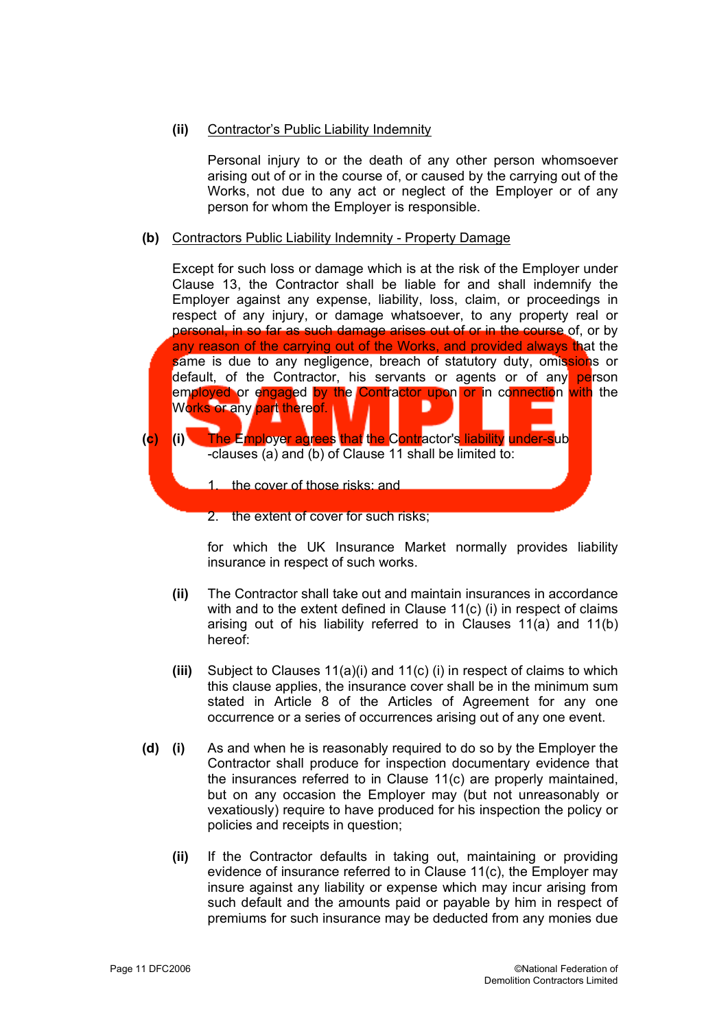**(ii)** Contractor's Public Liability Indemnity

Personal injury to or the death of any other person whomsoever arising out of or in the course of, or caused by the carrying out of the Works, not due to any act or neglect of the Employer or of any person for whom the Employer is responsible.

**(b)** Contractors Public Liability Indemnity - Property Damage

Except for such loss or damage which is at the risk of the Employer under Clause 13, the Contractor shall be liable for and shall indemnify the Employer against any expense, liability, loss, claim, or proceedings in respect of any injury, or damage whatsoever, to any property real or personal, in so far as such damage arises out of or in the course of, or by any reason of the carrying out of the Works, and provided always that the same is due to any negligence, breach of statutory duty, omissions or default, of the Contractor, his servants or agents or of any person employed or engaged by the Contractor upon or in connection with the Works or any part thereof.

**(c) (i)** The Employer agrees that the Contractor's liability under-sub -clauses (a) and (b) of Clause 11 shall be limited to:

1. the cover of those risks: and
2. the extent of cover for such risks;

for which the UK Insurance Market normally provides liability insurance in respect of such works.

**(ii)** The Contractor shall take out and maintain insurances in accordance with and to the extent defined in Clause 11(c) (i) in respect of claims arising out of his liability referred to in Clauses 11(a) and 11(b) hereof:

**(iii)** Subject to Clauses 11(a)(i) and 11(c) (i) in respect of claims to which this clause applies, the insurance cover shall be in the minimum sum stated in Article 8 of the Articles of Agreement for any one occurrence or a series of occurrences arising out of any one event.

**(d) (i)** As and when he is reasonably required to do so by the Employer the Contractor shall produce for inspection documentary evidence that the insurances referred to in Clause 11(c) are properly maintained, but on any occasion the Employer may (but not unreasonably or vexatiously) require to have produced for his inspection the policy or policies and receipts in question;

**(ii)** If the Contractor defaults in taking out, maintaining or providing evidence of insurance referred to in Clause 11(c), the Employer may insure against any liability or expense which may incur arising from such default and the amounts paid or payable by him in respect of premiums for such insurance may be deducted from any monies due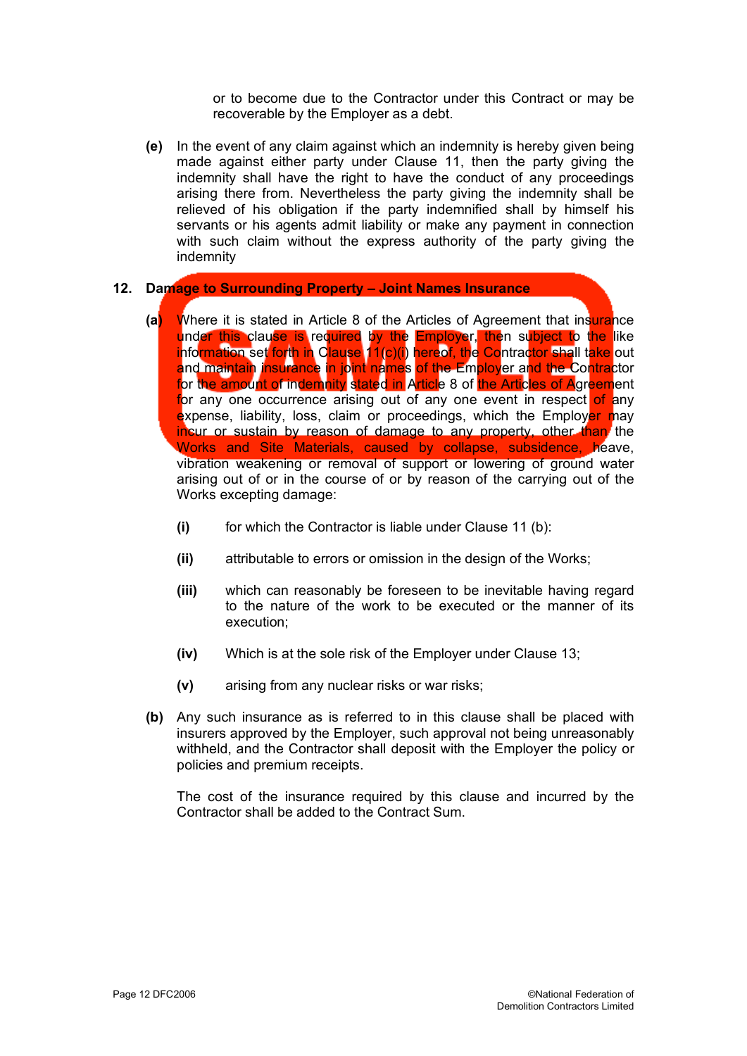or to become due to the Contractor under this Contract or may be recoverable by the Employer as a debt.

**(e)** In the event of any claim against which an indemnity is hereby given being made against either party under Clause 11, then the party giving the indemnity shall have the right to have the conduct of any proceedings arising there from. Nevertheless the party giving the indemnity shall be relieved of his obligation if the party indemnified shall by himself his servants or his agents admit liability or make any payment in connection with such claim without the express authority of the party giving the indemnity

## 12. Damage to Surrounding Property – Joint Names Insurance

**(a)** Where it is stated in Article 8 of the Articles of Agreement that insurance under this clause is required by the Employer, then subject to the like information set forth in Clause 11(c)(i) hereof, the Contractor shall take out and maintain insurance in joint names of the Employer and the Contractor for the amount of indemnity stated in Article 8 of the Articles of Agreement for any one occurrence arising out of any one event in respect of any expense, liability, loss, claim or proceedings, which the Employer may incur or sustain by reason of damage to any property, other than the Works and Site Materials, caused by collapse, subsidence, heave, vibration weakening or removal of support or lowering of ground water arising out of or in the course of or by reason of the carrying out of the Works excepting damage:

- **(i)** for which the Contractor is liable under Clause 11 (b):
- **(ii)** attributable to errors or omission in the design of the Works;
- **(iii)** which can reasonably be foreseen to be inevitable having regard to the nature of the work to be executed or the manner of its execution;
- **(iv)** Which is at the sole risk of the Employer under Clause 13;
- **(v)** arising from any nuclear risks or war risks;

**(b)** Any such insurance as is referred to in this clause shall be placed with insurers approved by the Employer, such approval not being unreasonably withheld, and the Contractor shall deposit with the Employer the policy or policies and premium receipts.

The cost of the insurance required by this clause and incurred by the Contractor shall be added to the Contract Sum.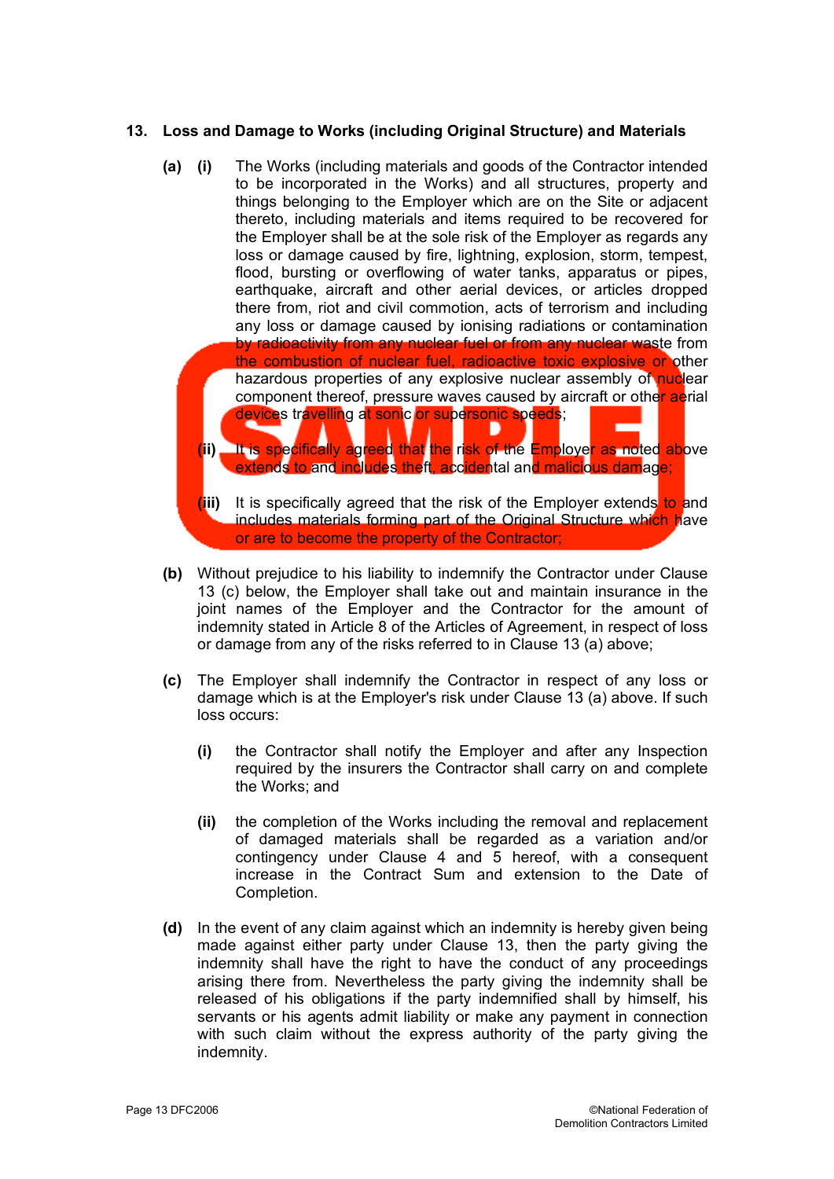## 13. Loss and Damage to Works (including Original Structure) and Materials

**(a)** **(i)** The Works (including materials and goods of the Contractor intended to be incorporated in the Works) and all structures, property and things belonging to the Employer which are on the Site or adjacent thereto, including materials and items required to be recovered for the Employer shall be at the sole risk of the Employer as regards any loss or damage caused by fire, lightning, explosion, storm, tempest, flood, bursting or overflowing of water tanks, apparatus or pipes, earthquake, aircraft and other aerial devices, or articles dropped there from, riot and civil commotion, acts of terrorism and including any loss or damage caused by ionising radiations or contamination by radioactivity from any nuclear fuel or from any nuclear waste from the combustion of nuclear fuel, radioactive toxic explosive or other hazardous properties of any explosive nuclear assembly of nuclear component thereof, pressure waves caused by aircraft or other aerial devices travelling at sonic or supersonic speeds;

**(ii)** It is specifically agreed that the risk of the Employer as noted above extends to and includes theft, accidental and malicious damage;

**(iii)** It is specifically agreed that the risk of the Employer extends to and includes materials forming part of the Original Structure which have or are to become the property of the Contractor;

**(b)** Without prejudice to his liability to indemnify the Contractor under Clause 13 (c) below, the Employer shall take out and maintain insurance in the joint names of the Employer and the Contractor for the amount of indemnity stated in Article 8 of the Articles of Agreement, in respect of loss or damage from any of the risks referred to in Clause 13 (a) above;

**(c)** The Employer shall indemnify the Contractor in respect of any loss or damage which is at the Employer's risk under Clause 13 (a) above. If such loss occurs:

**(i)** the Contractor shall notify the Employer and after any Inspection required by the insurers the Contractor shall carry on and complete the Works; and

**(ii)** the completion of the Works including the removal and replacement of damaged materials shall be regarded as a variation and/or contingency under Clause 4 and 5 hereof, with a consequent increase in the Contract Sum and extension to the Date of Completion.

**(d)** In the event of any claim against which an indemnity is hereby given being made against either party under Clause 13, then the party giving the indemnity shall have the right to have the conduct of any proceedings arising there from. Nevertheless the party giving the indemnity shall be released of his obligations if the party indemnified shall by himself, his servants or his agents admit liability or make any payment in connection with such claim without the express authority of the party giving the indemnity.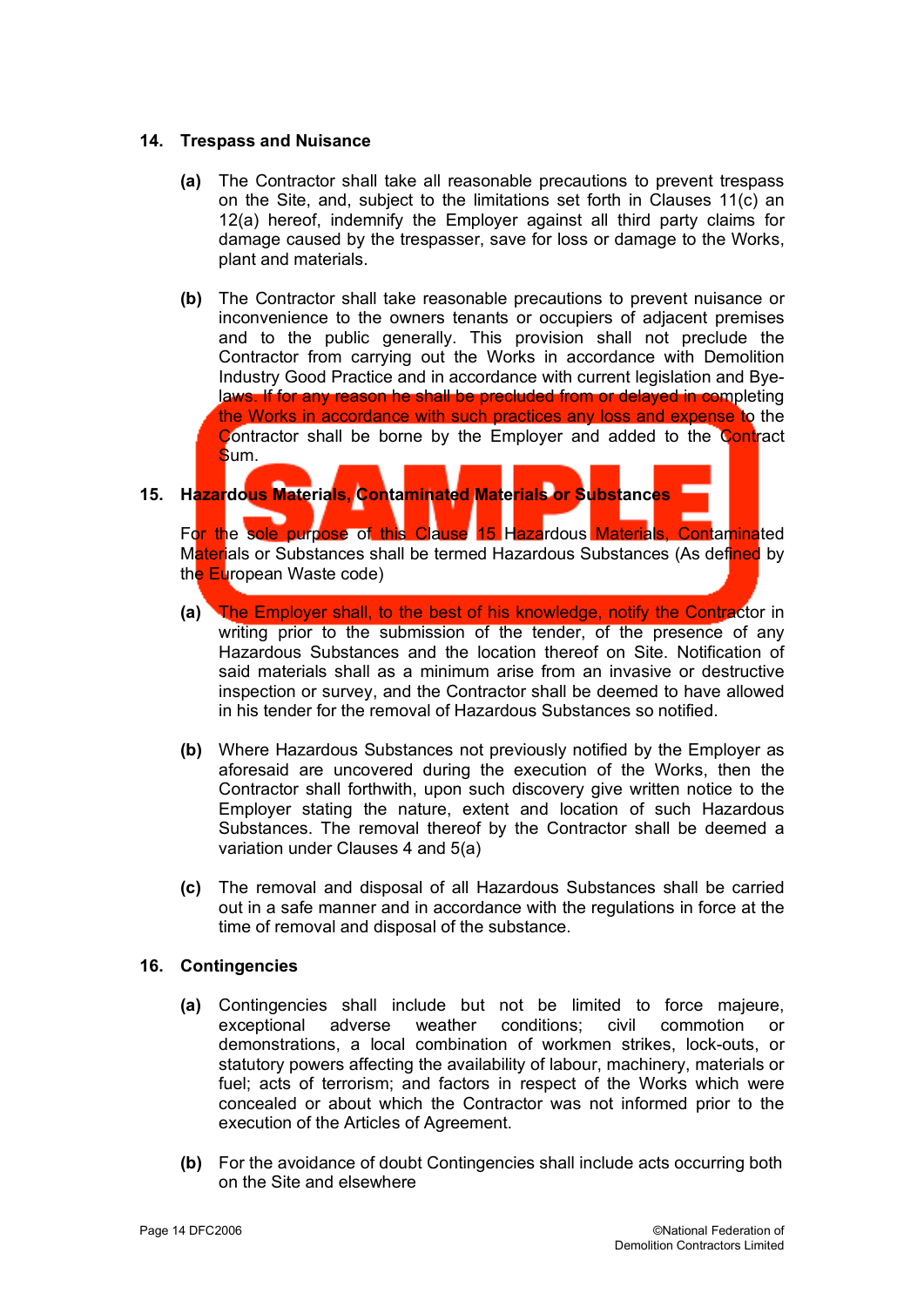## 14. Trespass and Nuisance

**(a)** The Contractor shall take all reasonable precautions to prevent trespass on the Site, and, subject to the limitations set forth in Clauses 11(c) an 12(a) hereof, indemnify the Employer against all third party claims for damage caused by the trespasser, save for loss or damage to the Works, plant and materials.

**(b)** The Contractor shall take reasonable precautions to prevent nuisance or inconvenience to the owners tenants or occupiers of adjacent premises and to the public generally. This provision shall not preclude the Contractor from carrying out the Works in accordance with Demolition Industry Good Practice and in accordance with current legislation and Bye-laws. If for any reason he shall be precluded from or delayed in completing the Works in accordance with such practices any loss and expense to the Contractor shall be borne by the Employer and added to the Contract Sum.

## 15. Hazardous Materials, Contaminated Materials or Substances

For the sole purpose of this Clause 15 Hazardous Materials, Contaminated Materials or Substances shall be termed Hazardous Substances (As defined by the European Waste code)

**(a)** The Employer shall, to the best of his knowledge, notify the Contractor in writing prior to the submission of the tender, of the presence of any Hazardous Substances and the location thereof on Site. Notification of said materials shall as a minimum arise from an invasive or destructive inspection or survey, and the Contractor shall be deemed to have allowed in his tender for the removal of Hazardous Substances so notified.

**(b)** Where Hazardous Substances not previously notified by the Employer as aforesaid are uncovered during the execution of the Works, then the Contractor shall forthwith, upon such discovery give written notice to the Employer stating the nature, extent and location of such Hazardous Substances. The removal thereof by the Contractor shall be deemed a variation under Clauses 4 and 5(a)

**(c)** The removal and disposal of all Hazardous Substances shall be carried out in a safe manner and in accordance with the regulations in force at the time of removal and disposal of the substance.

## 16. Contingencies

**(a)** Contingencies shall include but not be limited to force majeure, exceptional adverse weather conditions; civil commotion or demonstrations, a local combination of workmen strikes, lock-outs, or statutory powers affecting the availability of labour, machinery, materials or fuel; acts of terrorism; and factors in respect of the Works which were concealed or about which the Contractor was not informed prior to the execution of the Articles of Agreement.

**(b)** For the avoidance of doubt Contingencies shall include acts occurring both on the Site and elsewhere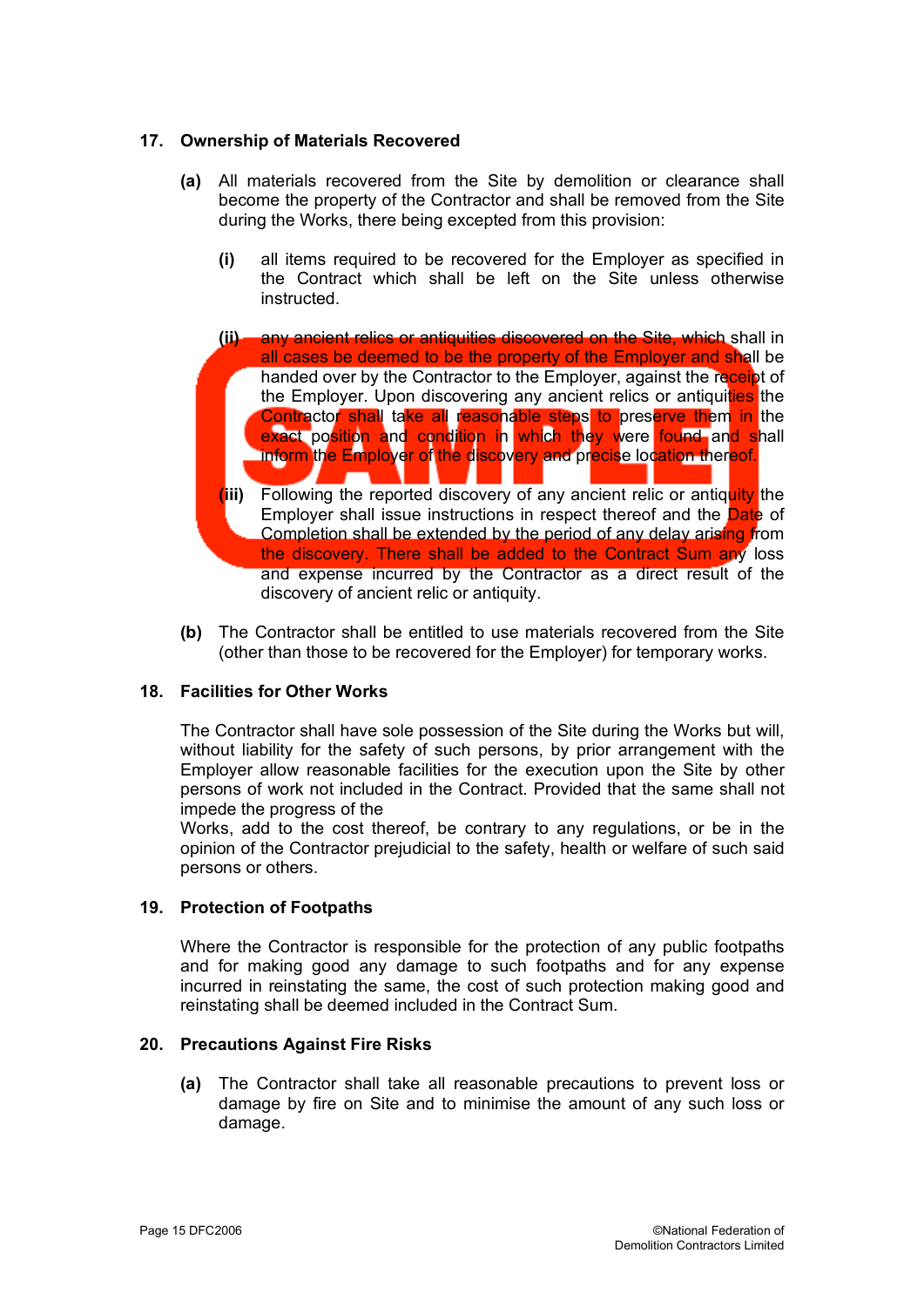## 17. Ownership of Materials Recovered

**(a)** All materials recovered from the Site by demolition or clearance shall become the property of the Contractor and shall be removed from the Site during the Works, there being excepted from this provision:

**(i)** all items required to be recovered for the Employer as specified in the Contract which shall be left on the Site unless otherwise instructed.

**(ii)** any ancient relics or antiquities discovered on the Site, which shall in all cases be deemed to be the property of the Employer and shall be handed over by the Contractor to the Employer, against the receipt of the Employer. Upon discovering any ancient relics or antiquities the Contractor shall take all reasonable steps to preserve them in the exact position and condition in which they were found and shall inform the Employer of the discovery and precise location thereof.

**(iii)** Following the reported discovery of any ancient relic or antiquity the Employer shall issue instructions in respect thereof and the Date of Completion shall be extended by the period of any delay arising from the discovery. There shall be added to the Contract Sum any loss and expense incurred by the Contractor as a direct result of the discovery of ancient relic or antiquity.

**(b)** The Contractor shall be entitled to use materials recovered from the Site (other than those to be recovered for the Employer) for temporary works.

## 18. Facilities for Other Works

The Contractor shall have sole possession of the Site during the Works but will, without liability for the safety of such persons, by prior arrangement with the Employer allow reasonable facilities for the execution upon the Site by other persons of work not included in the Contract. Provided that the same shall not impede the progress of the Works, add to the cost thereof, be contrary to any regulations, or be in the opinion of the Contractor prejudicial to the safety, health or welfare of such said persons or others.

## 19. Protection of Footpaths

Where the Contractor is responsible for the protection of any public footpaths and for making good any damage to such footpaths and for any expense incurred in reinstating the same, the cost of such protection making good and reinstating shall be deemed included in the Contract Sum.

## 20. Precautions Against Fire Risks

**(a)** The Contractor shall take all reasonable precautions to prevent loss or damage by fire on Site and to minimise the amount of any such loss or damage.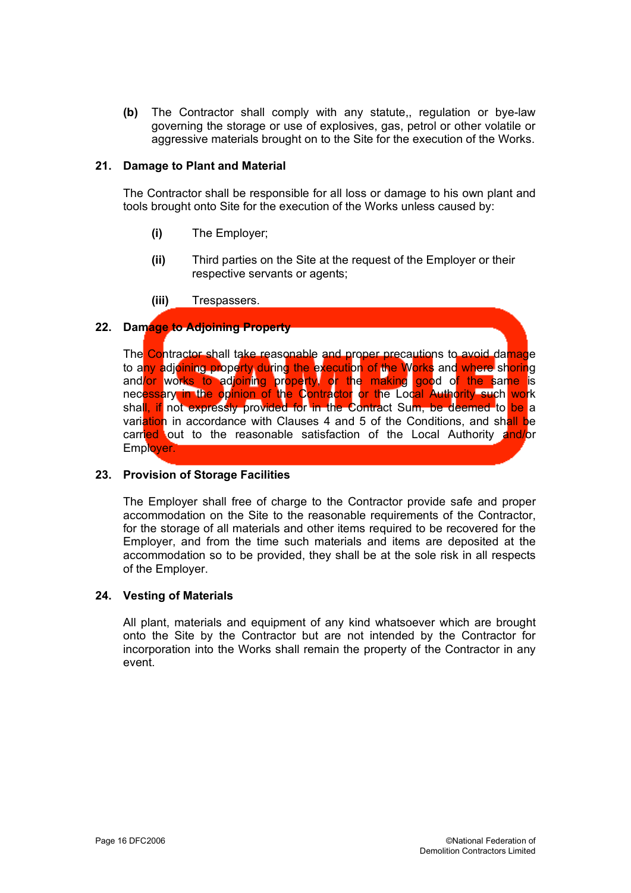**(b)** The Contractor shall comply with any statute,, regulation or bye-law governing the storage or use of explosives, gas, petrol or other volatile or aggressive materials brought on to the Site for the execution of the Works.

## 21. Damage to Plant and Material

The Contractor shall be responsible for all loss or damage to his own plant and tools brought onto Site for the execution of the Works unless caused by:

**(i)** The Employer;

**(ii)** Third parties on the Site at the request of the Employer or their respective servants or agents;

**(iii)** Trespassers.

## 22. Damage to Adjoining Property

The Contractor shall take reasonable and proper precautions to avoid damage to any adjoining property during the execution of the Works and where shoring and/or works to adjoining property, or the making good of the same is necessary in the opinion of the Contractor or the Local Authority such work shall, if not expressly provided for in the Contract Sum, be deemed to be a variation in accordance with Clauses 4 and 5 of the Conditions, and shall be carried out to the reasonable satisfaction of the Local Authority and/or Employer.

## 23. Provision of Storage Facilities

The Employer shall free of charge to the Contractor provide safe and proper accommodation on the Site to the reasonable requirements of the Contractor, for the storage of all materials and other items required to be recovered for the Employer, and from the time such materials and items are deposited at the accommodation so to be provided, they shall be at the sole risk in all respects of the Employer.

## 24. Vesting of Materials

All plant, materials and equipment of any kind whatsoever which are brought onto the Site by the Contractor but are not intended by the Contractor for incorporation into the Works shall remain the property of the Contractor in any event.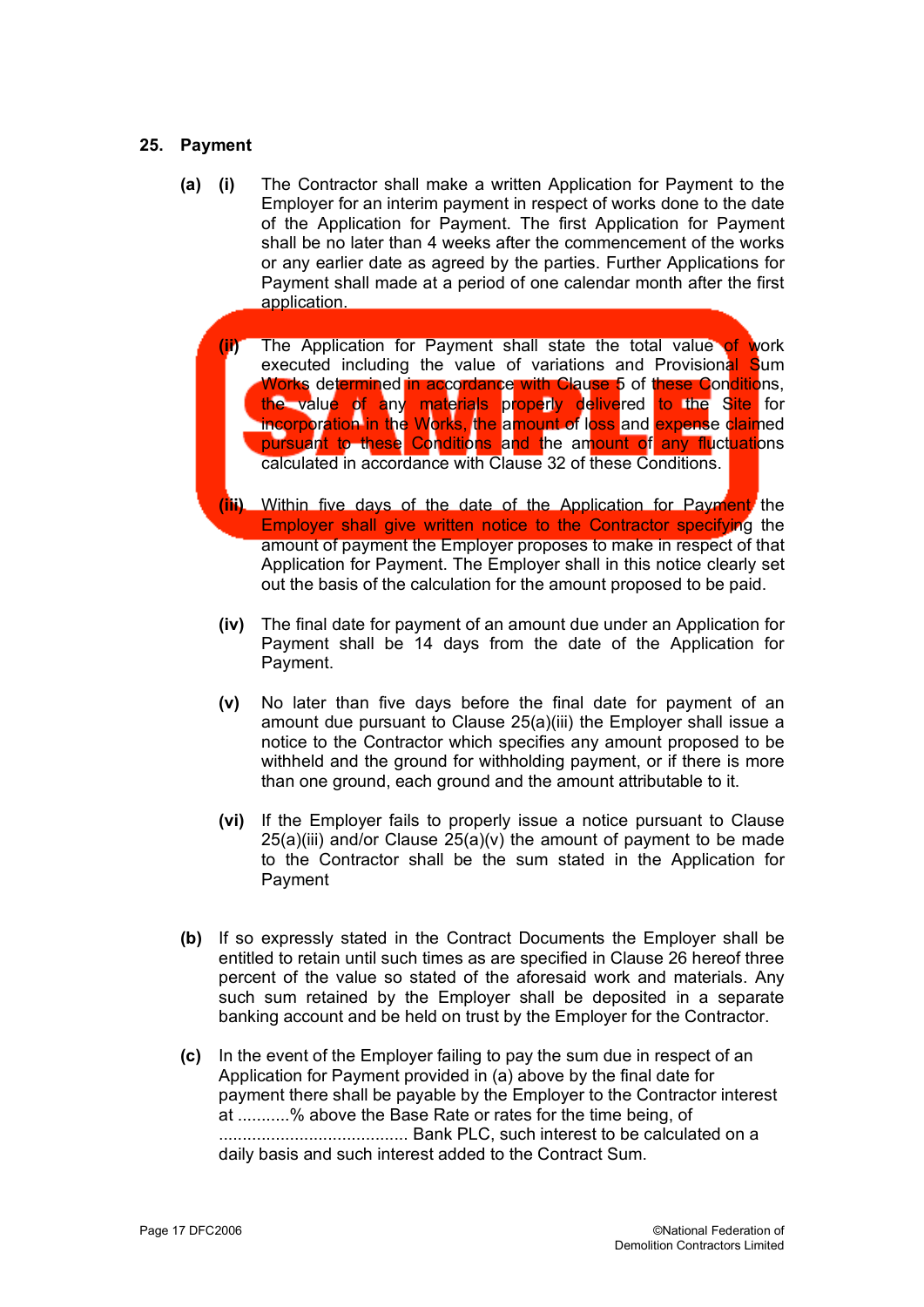## 25. Payment

**(a)** **(i)** The Contractor shall make a written Application for Payment to the Employer for an interim payment in respect of works done to the date of the Application for Payment. The first Application for Payment shall be no later than 4 weeks after the commencement of the works or any earlier date as agreed by the parties. Further Applications for Payment shall made at a period of one calendar month after the first application.

**(ii)** The Application for Payment shall state the total value of work executed including the value of variations and Provisional Sum Works determined in accordance with Clause 5 of these Conditions, the value of any materials properly delivered to the Site for incorporation in the Works, the amount of loss and expense claimed pursuant to these Conditions and the amount of any fluctuations calculated in accordance with Clause 32 of these Conditions.

**(iii)** Within five days of the date of the Application for Payment the Employer shall give written notice to the Contractor specifying the amount of payment the Employer proposes to make in respect of that Application for Payment. The Employer shall in this notice clearly set out the basis of the calculation for the amount proposed to be paid.

**(iv)** The final date for payment of an amount due under an Application for Payment shall be 14 days from the date of the Application for Payment.

**(v)** No later than five days before the final date for payment of an amount due pursuant to Clause 25(a)(iii) the Employer shall issue a notice to the Contractor which specifies any amount proposed to be withheld and the ground for withholding payment, or if there is more than one ground, each ground and the amount attributable to it.

**(vi)** If the Employer fails to properly issue a notice pursuant to Clause 25(a)(iii) and/or Clause 25(a)(v) the amount of payment to be made to the Contractor shall be the sum stated in the Application for Payment

**(b)** If so expressly stated in the Contract Documents the Employer shall be entitled to retain until such times as are specified in Clause 26 hereof three percent of the value so stated of the aforesaid work and materials. Any such sum retained by the Employer shall be deposited in a separate banking account and be held on trust by the Employer for the Contractor.

**(c)** In the event of the Employer failing to pay the sum due in respect of an Application for Payment provided in (a) above by the final date for payment there shall be payable by the Employer to the Contractor interest at ...........% above the Base Rate or rates for the time being, of ........................................ Bank PLC, such interest to be calculated on a daily basis and such interest added to the Contract Sum.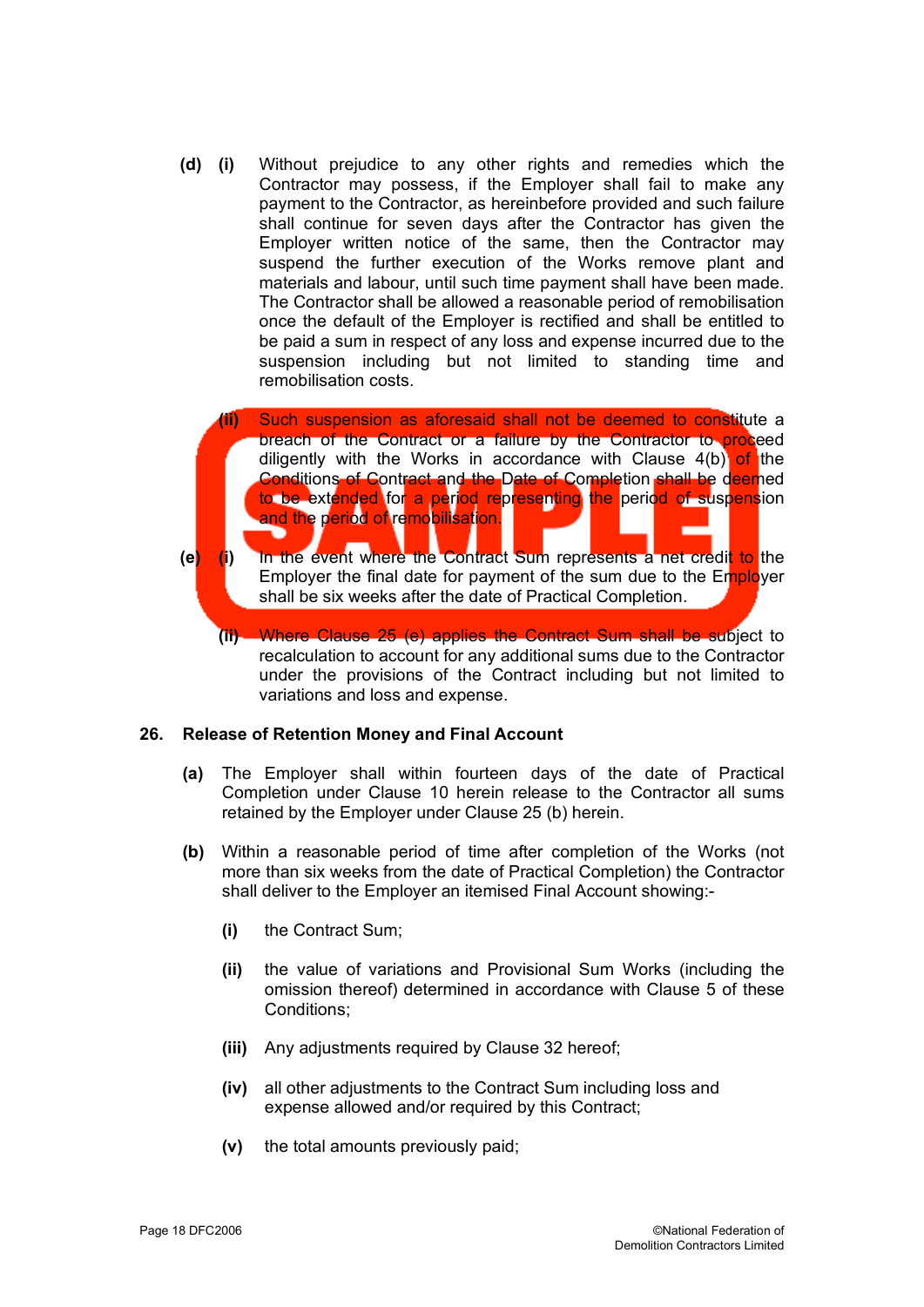**(d) (i)** Without prejudice to any other rights and remedies which the Contractor may possess, if the Employer shall fail to make any payment to the Contractor, as hereinbefore provided and such failure shall continue for seven days after the Contractor has given the Employer written notice of the same, then the Contractor may suspend the further execution of the Works remove plant and materials and labour, until such time payment shall have been made. The Contractor shall be allowed a reasonable period of remobilisation once the default of the Employer is rectified and shall be entitled to be paid a sum in respect of any loss and expense incurred due to the suspension including but not limited to standing time and remobilisation costs.

**(ii)** Such suspension as aforesaid shall not be deemed to constitute a breach of the Contract or a failure by the Contractor to proceed diligently with the Works in accordance with Clause 4(b) of the Conditions of Contract and the Date of Completion shall be deemed to be extended for a period representing the period of suspension and the period of remobilisation.

**(e) (i)** In the event where the Contract Sum represents a net credit to the Employer the final date for payment of the sum due to the Employer shall be six weeks after the date of Practical Completion.

**(ii)** Where Clause 25 (e) applies the Contract Sum shall be subject to recalculation to account for any additional sums due to the Contractor under the provisions of the Contract including but not limited to variations and loss and expense.

## 26. Release of Retention Money and Final Account

**(a)** The Employer shall within fourteen days of the date of Practical Completion under Clause 10 herein release to the Contractor all sums retained by the Employer under Clause 25 (b) herein.

**(b)** Within a reasonable period of time after completion of the Works (not more than six weeks from the date of Practical Completion) the Contractor shall deliver to the Employer an itemised Final Account showing:-

**(i)** the Contract Sum;

**(ii)** the value of variations and Provisional Sum Works (including the omission thereof) determined in accordance with Clause 5 of these Conditions;

**(iii)** Any adjustments required by Clause 32 hereof;

**(iv)** all other adjustments to the Contract Sum including loss and expense allowed and/or required by this Contract;

**(v)** the total amounts previously paid;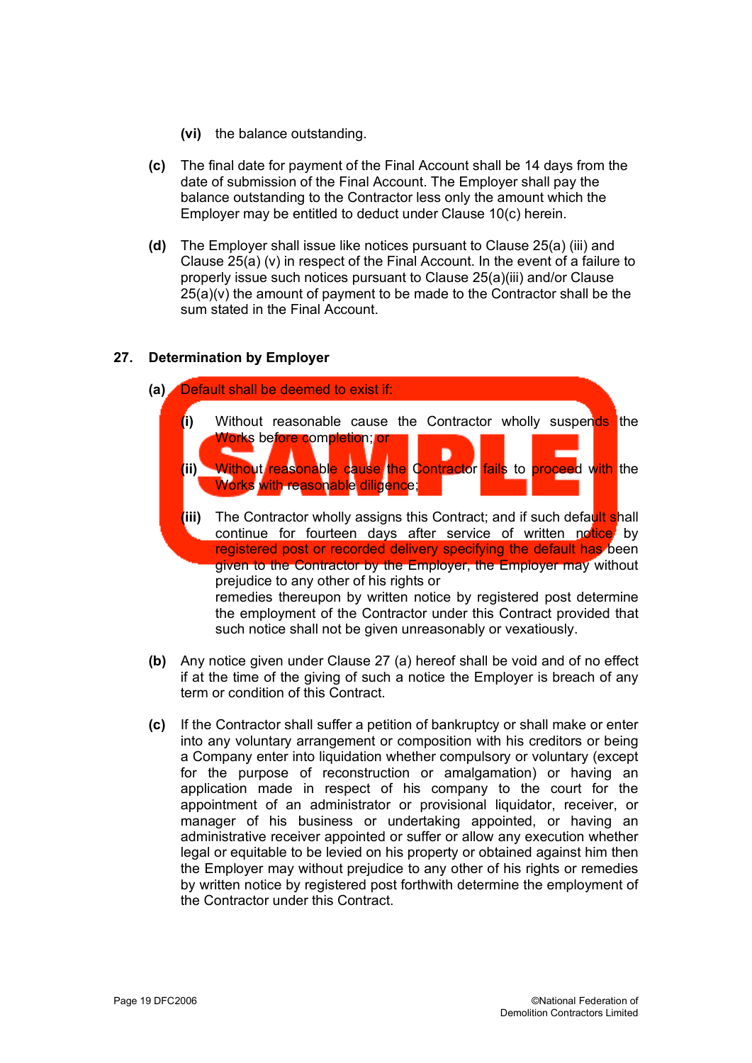(vi) the balance outstanding.

**(c)** The final date for payment of the Final Account shall be 14 days from the date of submission of the Final Account. The Employer shall pay the balance outstanding to the Contractor less only the amount which the Employer may be entitled to deduct under Clause 10(c) herein.

**(d)** The Employer shall issue like notices pursuant to Clause 25(a) (iii) and Clause 25(a) (v) in respect of the Final Account. In the event of a failure to properly issue such notices pursuant to Clause 25(a)(iii) and/or Clause 25(a)(v) the amount of payment to be made to the Contractor shall be the sum stated in the Final Account.

## 27. Determination by Employer

**(a)** Default shall be deemed to exist if:

**(i)** Without reasonable cause the Contractor wholly suspends the Works before completion; or

**(ii)** Without reasonable cause the Contractor fails to proceed with the Works with reasonable diligence;

**(iii)** The Contractor wholly assigns this Contract; and if such default shall continue for fourteen days after service of written notice by registered post or recorded delivery specifying the default has been given to the Contractor by the Employer, the Employer may without prejudice to any other of his rights or remedies thereupon by written notice by registered post determine the employment of the Contractor under this Contract provided that such notice shall not be given unreasonably or vexatiously.

**(b)** Any notice given under Clause 27 (a) hereof shall be void and of no effect if at the time of the giving of such a notice the Employer is breach of any term or condition of this Contract.

**(c)** If the Contractor shall suffer a petition of bankruptcy or shall make or enter into any voluntary arrangement or composition with his creditors or being a Company enter into liquidation whether compulsory or voluntary (except for the purpose of reconstruction or amalgamation) or having an application made in respect of his company to the court for the appointment of an administrator or provisional liquidator, receiver, or manager of his business or undertaking appointed, or having an administrative receiver appointed or suffer or allow any execution whether legal or equitable to be levied on his property or obtained against him then the Employer may without prejudice to any other of his rights or remedies by written notice by registered post forthwith determine the employment of the Contractor under this Contract.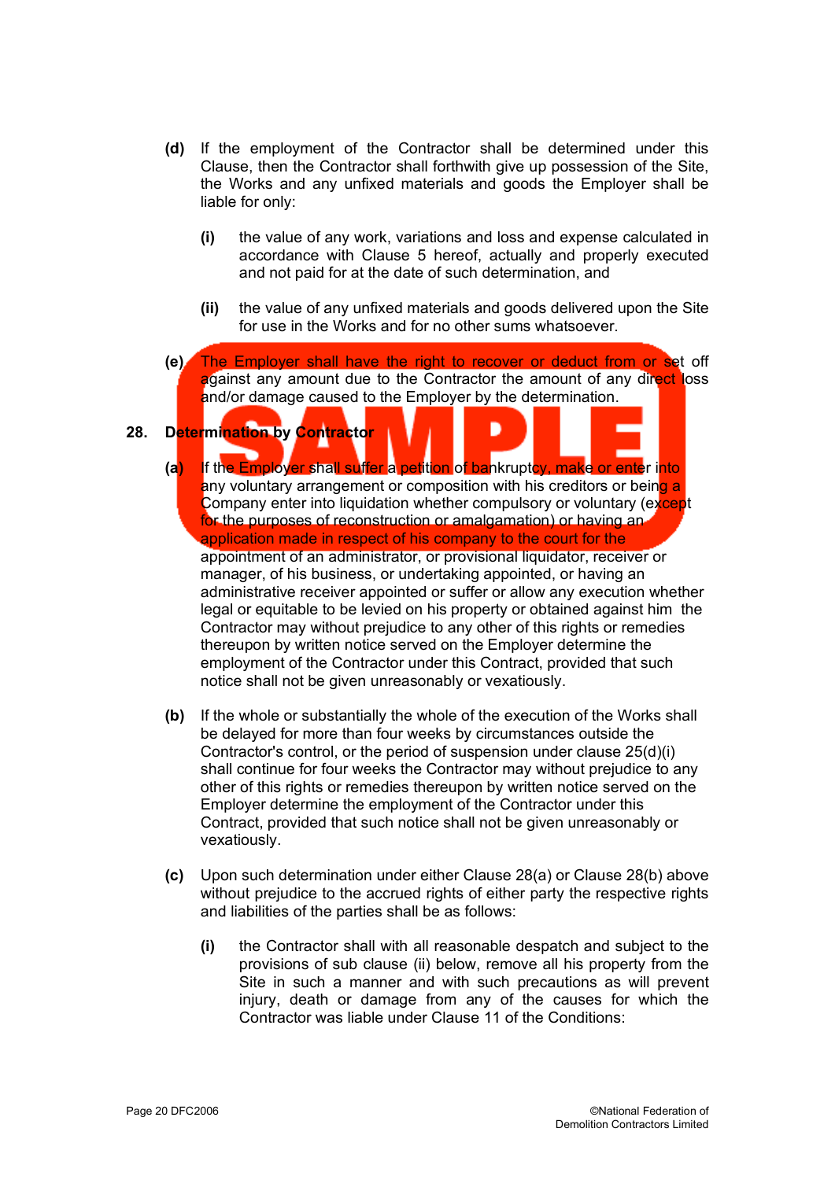**(d)** If the employment of the Contractor shall be determined under this Clause, then the Contractor shall forthwith give up possession of the Site, the Works and any unfixed materials and goods the Employer shall be liable for only:

**(i)** the value of any work, variations and loss and expense calculated in accordance with Clause 5 hereof, actually and properly executed and not paid for at the date of such determination, and

**(ii)** the value of any unfixed materials and goods delivered upon the Site for use in the Works and for no other sums whatsoever.

**(e)** The Employer shall have the right to recover or deduct from or set off against any amount due to the Contractor the amount of any direct loss and/or damage caused to the Employer by the determination.

## 28. Determination by Contractor

**(a)** If the Employer shall suffer a petition of bankruptcy, make or enter into any voluntary arrangement or composition with his creditors or being a Company enter into liquidation whether compulsory or voluntary (except for the purposes of reconstruction or amalgamation) or having an application made in respect of his company to the court for the appointment of an administrator, or provisional liquidator, receiver or manager, of his business, or undertaking appointed, or having an administrative receiver appointed or suffer or allow any execution whether legal or equitable to be levied on his property or obtained against him the Contractor may without prejudice to any other of this rights or remedies thereupon by written notice served on the Employer determine the employment of the Contractor under this Contract, provided that such notice shall not be given unreasonably or vexatiously.

**(b)** If the whole or substantially the whole of the execution of the Works shall be delayed for more than four weeks by circumstances outside the Contractor's control, or the period of suspension under clause 25(d)(i) shall continue for four weeks the Contractor may without prejudice to any other of this rights or remedies thereupon by written notice served on the Employer determine the employment of the Contractor under this Contract, provided that such notice shall not be given unreasonably or vexatiously.

**(c)** Upon such determination under either Clause 28(a) or Clause 28(b) above without prejudice to the accrued rights of either party the respective rights and liabilities of the parties shall be as follows:

**(i)** the Contractor shall with all reasonable despatch and subject to the provisions of sub clause (ii) below, remove all his property from the Site in such a manner and with such precautions as will prevent injury, death or damage from any of the causes for which the Contractor was liable under Clause 11 of the Conditions: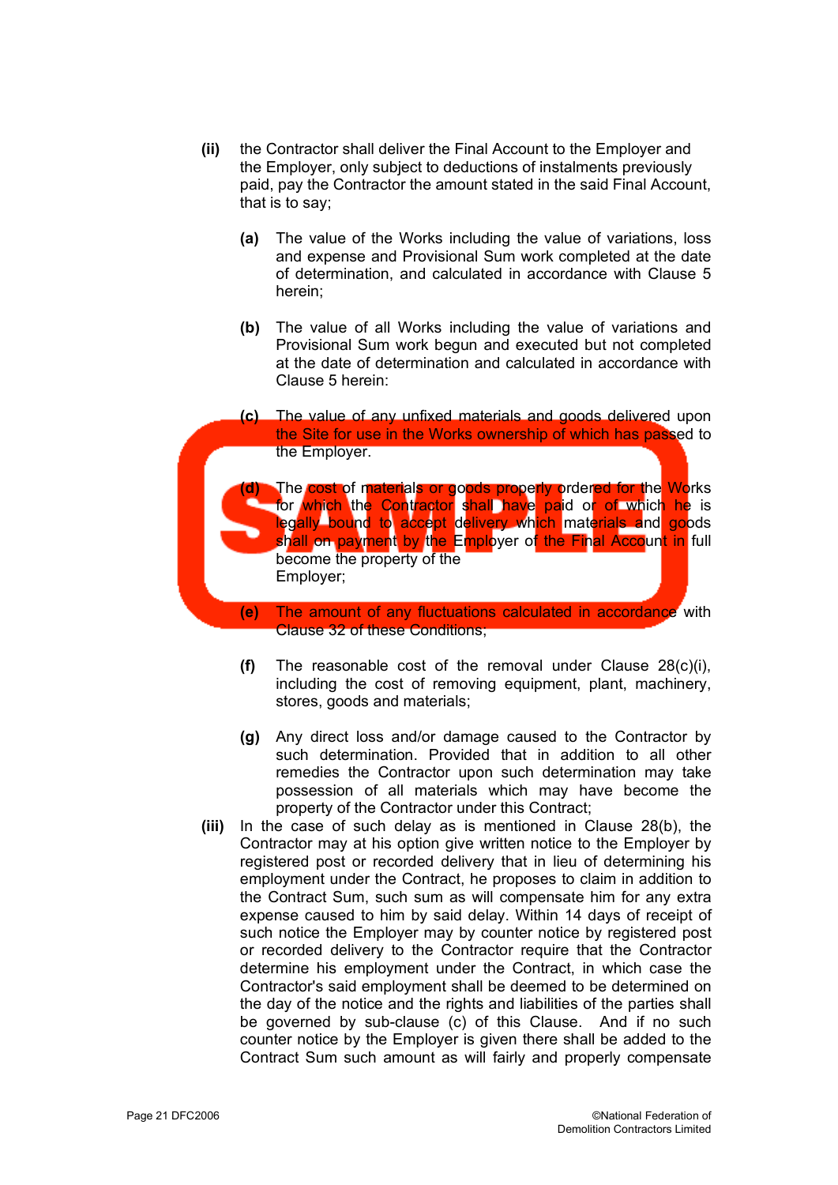**(ii)** the Contractor shall deliver the Final Account to the Employer and the Employer, only subject to deductions of instalments previously paid, pay the Contractor the amount stated in the said Final Account, that is to say;

**(a)** The value of the Works including the value of variations, loss and expense and Provisional Sum work completed at the date of determination, and calculated in accordance with Clause 5 herein;

**(b)** The value of all Works including the value of variations and Provisional Sum work begun and executed but not completed at the date of determination and calculated in accordance with Clause 5 herein:

**(c)** The value of any unfixed materials and goods delivered upon the Site for use in the Works ownership of which has passed to the Employer.

**(d)** The cost of materials or goods properly ordered for the Works for which the Contractor shall have paid or of which he is legally bound to accept delivery which materials and goods shall on payment by the Employer of the Final Account in full become the property of the Employer;

**(e)** The amount of any fluctuations calculated in accordance with Clause 32 of these Conditions;

**(f)** The reasonable cost of the removal under Clause 28(c)(i), including the cost of removing equipment, plant, machinery, stores, goods and materials;

**(g)** Any direct loss and/or damage caused to the Contractor by such determination. Provided that in addition to all other remedies the Contractor upon such determination may take possession of all materials which may have become the property of the Contractor under this Contract;

**(iii)** In the case of such delay as is mentioned in Clause 28(b), the Contractor may at his option give written notice to the Employer by registered post or recorded delivery that in lieu of determining his employment under the Contract, he proposes to claim in addition to the Contract Sum, such sum as will compensate him for any extra expense caused to him by said delay. Within 14 days of receipt of such notice the Employer may by counter notice by registered post or recorded delivery to the Contractor require that the Contractor determine his employment under the Contract, in which case the Contractor's said employment shall be deemed to be determined on the day of the notice and the rights and liabilities of the parties shall be governed by sub-clause (c) of this Clause. And if no such counter notice by the Employer is given there shall be added to the Contract Sum such amount as will fairly and properly compensate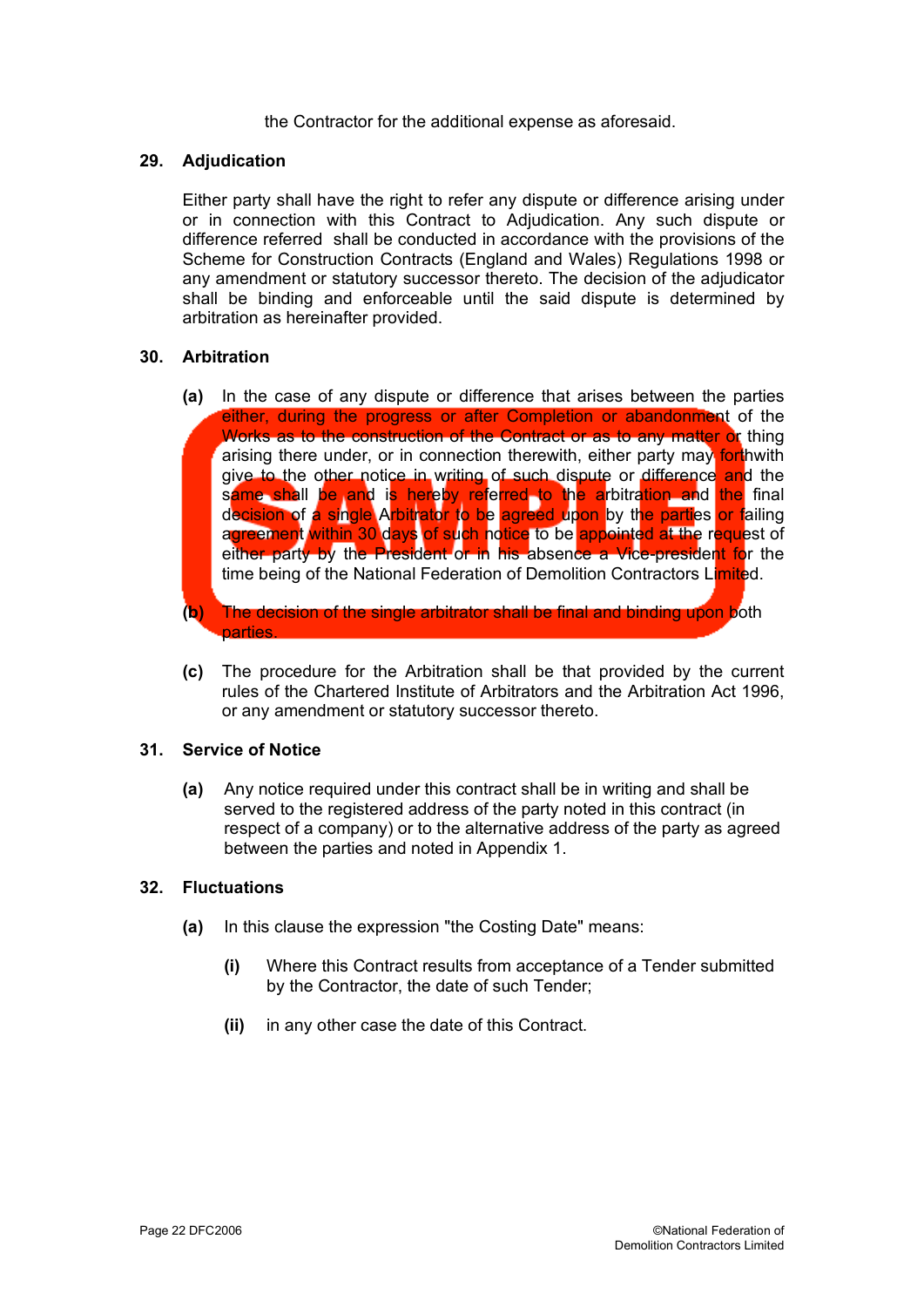the Contractor for the additional expense as aforesaid.

## 29. Adjudication

Either party shall have the right to refer any dispute or difference arising under or in connection with this Contract to Adjudication. Any such dispute or difference referred shall be conducted in accordance with the provisions of the Scheme for Construction Contracts (England and Wales) Regulations 1998 or any amendment or statutory successor thereto. The decision of the adjudicator shall be binding and enforceable until the said dispute is determined by arbitration as hereinafter provided.

## 30. Arbitration

**(a)** In the case of any dispute or difference that arises between the parties either, during the progress or after Completion or abandonment of the Works as to the construction of the Contract or as to any matter or thing arising there under, or in connection therewith, either party may forthwith give to the other notice in writing of such dispute or difference and the same shall be and is hereby referred to the arbitration and the final decision of a single Arbitrator to be agreed upon by the parties or failing agreement within 30 days of such notice to be appointed at the request of either party by the President or in his absence a Vice-president for the time being of the National Federation of Demolition Contractors Limited.

**(b)** The decision of the single arbitrator shall be final and binding upon both parties.

**(c)** The procedure for the Arbitration shall be that provided by the current rules of the Chartered Institute of Arbitrators and the Arbitration Act 1996, or any amendment or statutory successor thereto.

## 31. Service of Notice

**(a)** Any notice required under this contract shall be in writing and shall be served to the registered address of the party noted in this contract (in respect of a company) or to the alternative address of the party as agreed between the parties and noted in Appendix 1.

## 32. Fluctuations

**(a)** In this clause the expression "the Costing Date" means:

**(i)** Where this Contract results from acceptance of a Tender submitted by the Contractor, the date of such Tender;

**(ii)** in any other case the date of this Contract.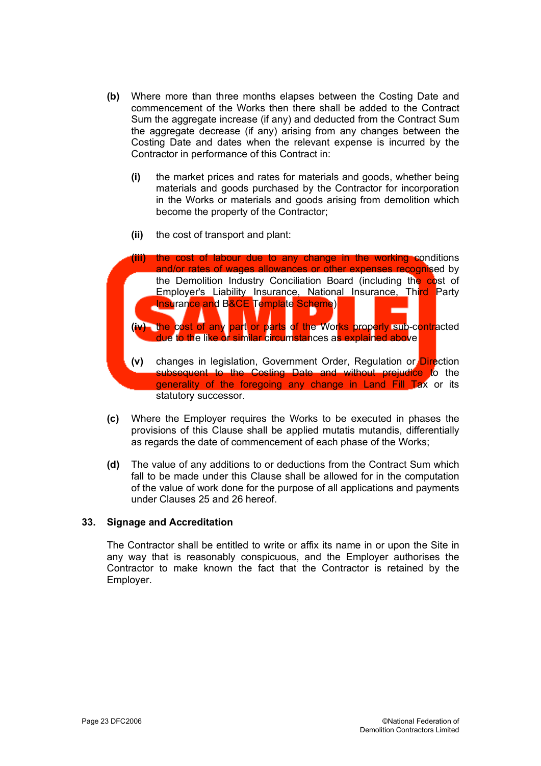**(b)** Where more than three months elapses between the Costing Date and commencement of the Works then there shall be added to the Contract Sum the aggregate increase (if any) and deducted from the Contract Sum the aggregate decrease (if any) arising from any changes between the Costing Date and dates when the relevant expense is incurred by the Contractor in performance of this Contract in:

**(i)** the market prices and rates for materials and goods, whether being materials and goods purchased by the Contractor for incorporation in the Works or materials and goods arising from demolition which become the property of the Contractor;

**(ii)** the cost of transport and plant:

**(iii)** the cost of labour due to any change in the working conditions and/or rates of wages allowances or other expenses recognised by the Demolition Industry Conciliation Board (including the cost of Employer's Liability Insurance, National Insurance, Third Party Insurance and B&CE Template Scheme)

**(iv)** the cost of any part or parts of the Works properly sub-contracted due to the like or similar circumstances as explained above

**(v)** changes in legislation, Government Order, Regulation or Direction subsequent to the Costing Date and without prejudice to the generality of the foregoing any change in Land Fill Tax or its statutory successor.

**(c)** Where the Employer requires the Works to be executed in phases the provisions of this Clause shall be applied mutatis mutandis, differentially as regards the date of commencement of each phase of the Works;

**(d)** The value of any additions to or deductions from the Contract Sum which fall to be made under this Clause shall be allowed for in the computation of the value of work done for the purpose of all applications and payments under Clauses 25 and 26 hereof.

## 33. Signage and Accreditation

The Contractor shall be entitled to write or affix its name in or upon the Site in any way that is reasonably conspicuous, and the Employer authorises the Contractor to make known the fact that the Contractor is retained by the Employer.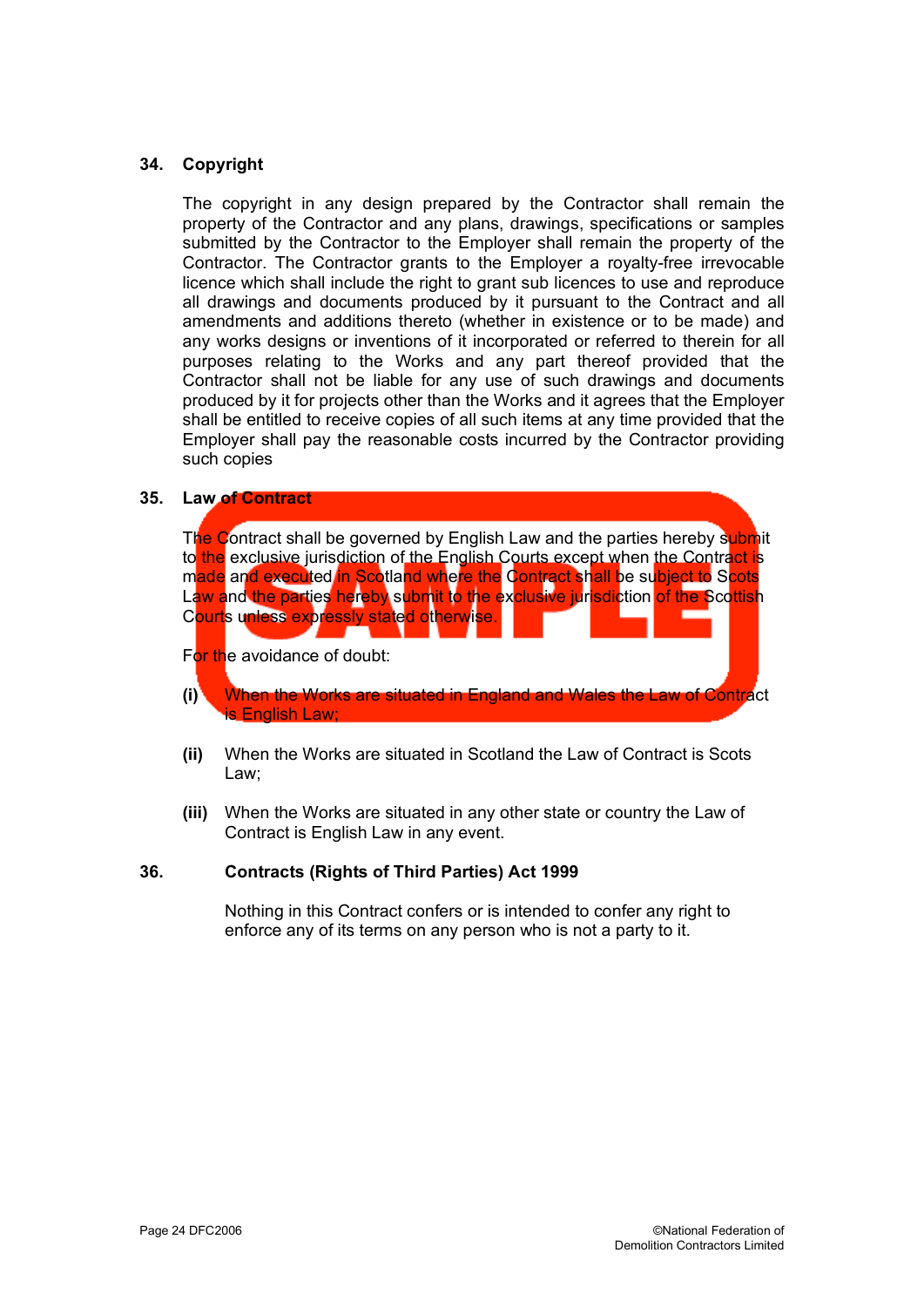## 34. Copyright

The copyright in any design prepared by the Contractor shall remain the property of the Contractor and any plans, drawings, specifications or samples submitted by the Contractor to the Employer shall remain the property of the Contractor. The Contractor grants to the Employer a royalty-free irrevocable licence which shall include the right to grant sub licences to use and reproduce all drawings and documents produced by it pursuant to the Contract and all amendments and additions thereto (whether in existence or to be made) and any works designs or inventions of it incorporated or referred to therein for all purposes relating to the Works and any part thereof provided that the Contractor shall not be liable for any use of such drawings and documents produced by it for projects other than the Works and it agrees that the Employer shall be entitled to receive copies of all such items at any time provided that the Employer shall pay the reasonable costs incurred by the Contractor providing such copies

## 35. Law of Contract

The Contract shall be governed by English Law and the parties hereby submit to the exclusive jurisdiction of the English Courts except when the Contract is made and executed in Scotland where the Contract shall be subject to Scots Law and the parties hereby submit to the exclusive jurisdiction of the Scottish Courts unless expressly stated otherwise.

For the avoidance of doubt:

**(i)** When the Works are situated in England and Wales the Law of Contract is English Law;

**(ii)** When the Works are situated in Scotland the Law of Contract is Scots Law;

**(iii)** When the Works are situated in any other state or country the Law of Contract is English Law in any event.

## 36. Contracts (Rights of Third Parties) Act 1999

Nothing in this Contract confers or is intended to confer any right to enforce any of its terms on any person who is not a party to it.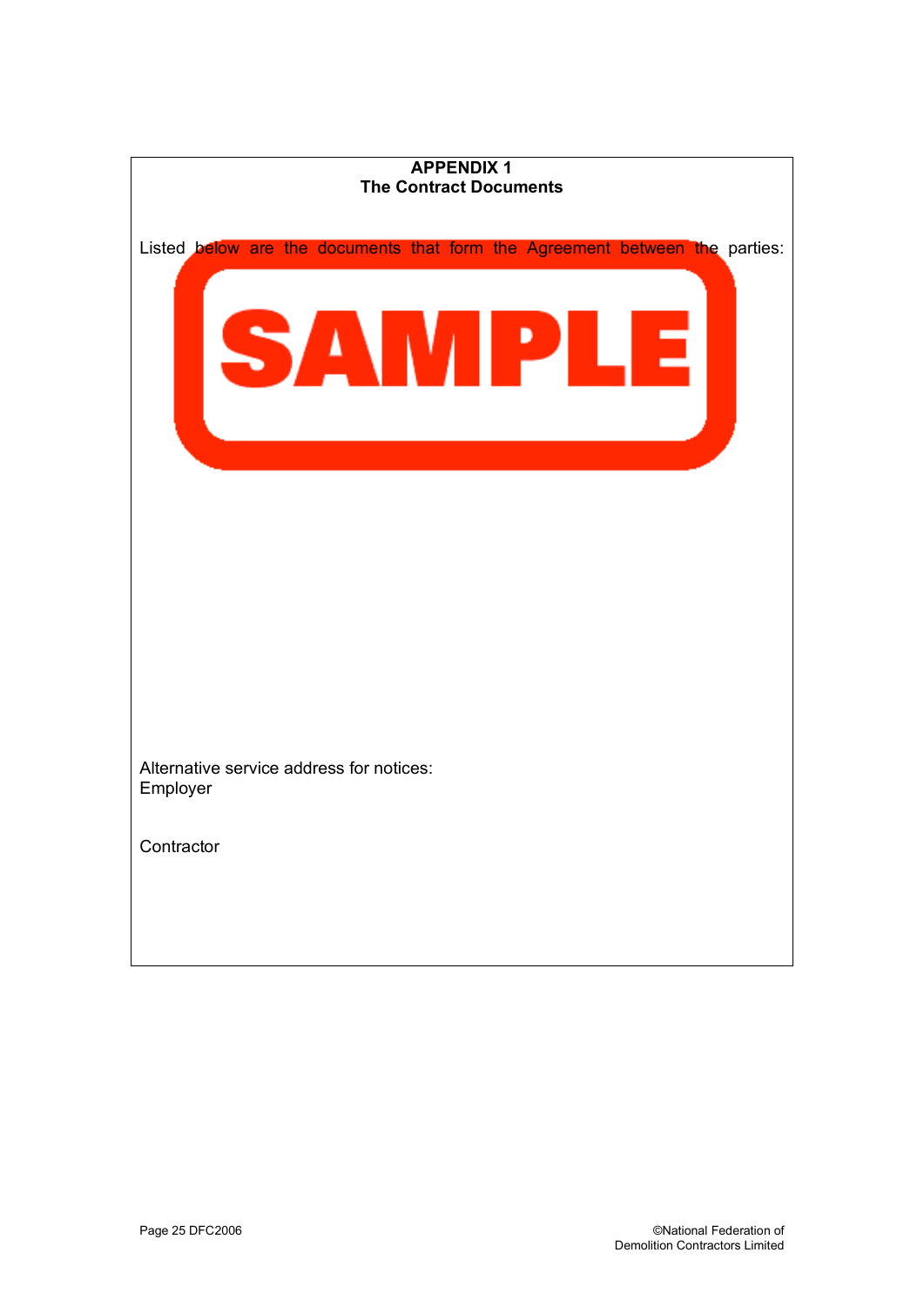## APPENDIX 1
## The Contract Documents

Listed below are the documents that form the Agreement between the parties:

SAMPLE

Alternative service address for notices:
Employer

Contractor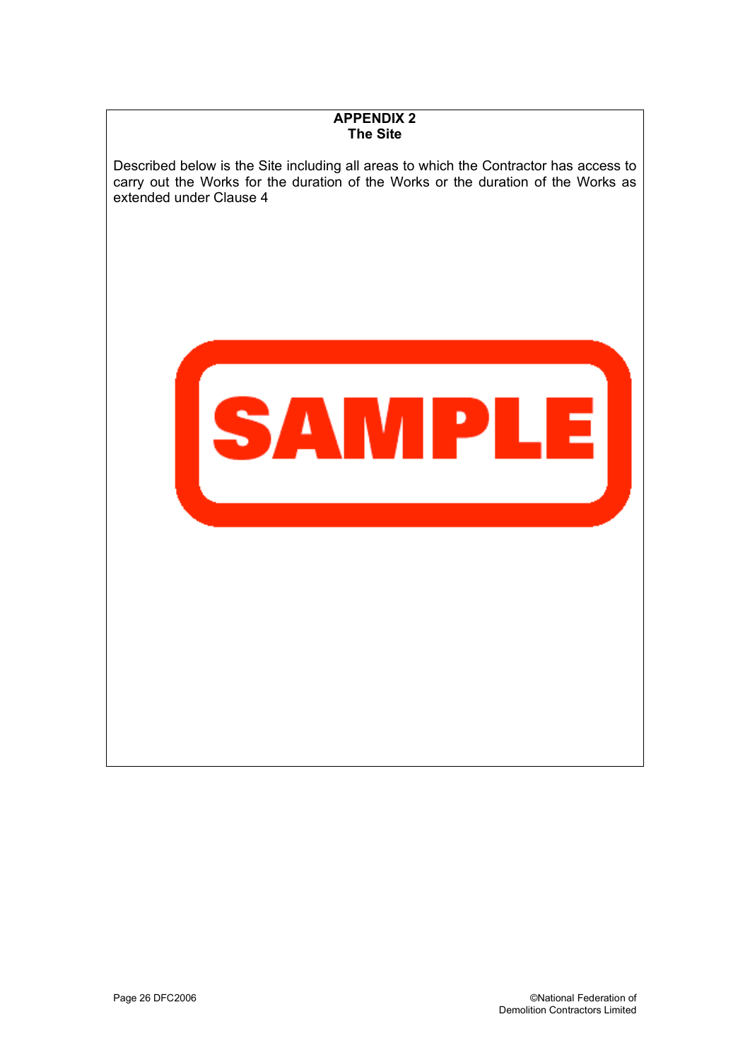## APPENDIX 2
## The Site

Described below is the Site including all areas to which the Contractor has access to carry out the Works for the duration of the Works or the duration of the Works as extended under Clause 4

SAMPLE